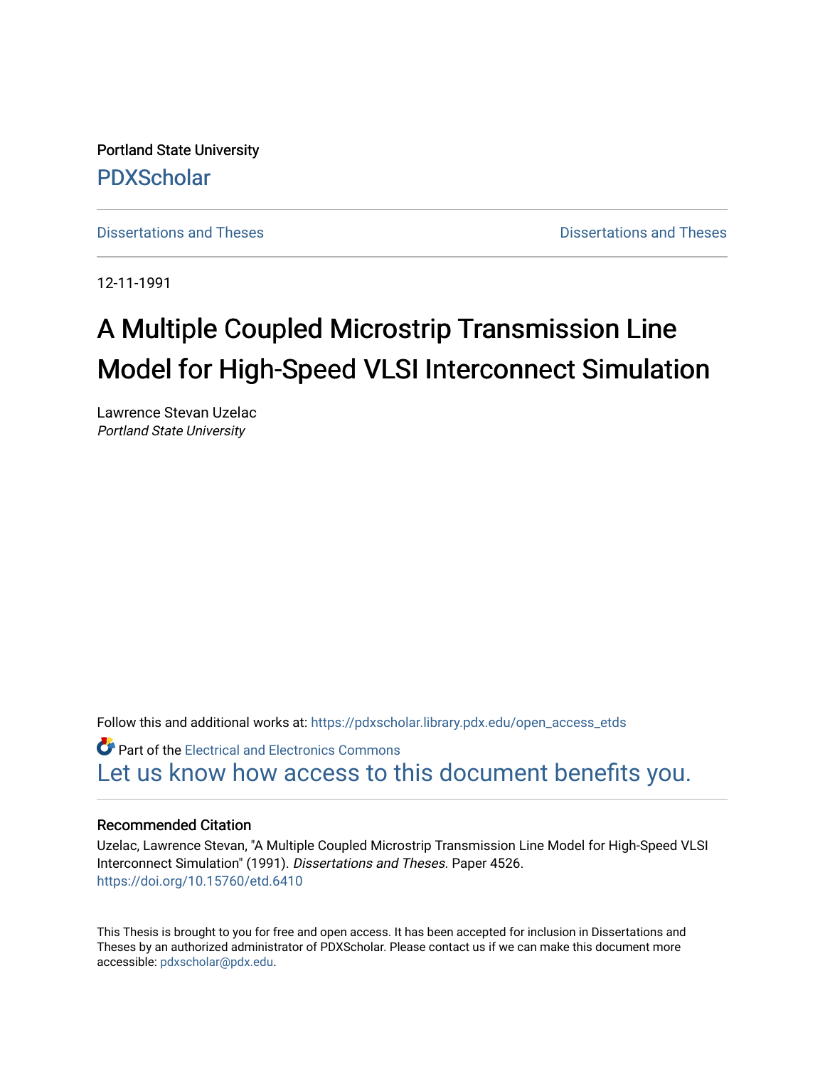Portland State University

PDXScholar

Dissertations and Theses | Dissertations and Theses

12-11-1991

# A Multiple Coupled Microstrip Transmission Line Model for High-Speed VLSI Interconnect Simulation

Lawrence Stevan Uzelac
*Portland State University*

Follow this and additional works at: https://pdxscholar.library.pdx.edu/open_access_etds

Part of the Electrical and Electronics Commons

Let us know how access to this document benefits you.

## Recommended Citation

Uzelac, Lawrence Stevan, "A Multiple Coupled Microstrip Transmission Line Model for High-Speed VLSI Interconnect Simulation" (1991). *Dissertations and Theses.* Paper 4526.
https://doi.org/10.15760/etd.6410

This Thesis is brought to you for free and open access. It has been accepted for inclusion in Dissertations and Theses by an authorized administrator of PDXScholar. Please contact us if we can make this document more accessible: pdxscholar@pdx.edu.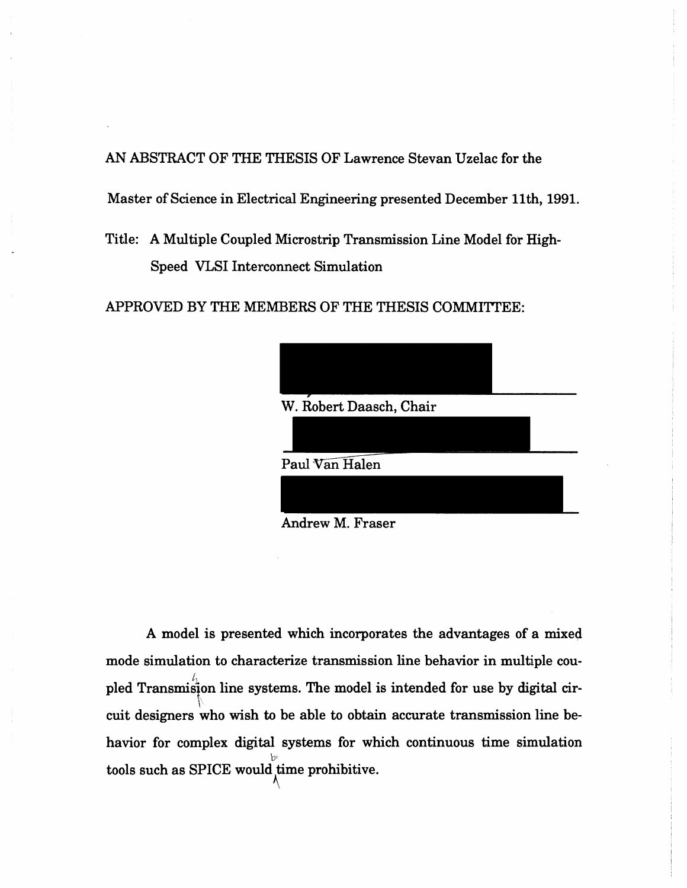AN ABSTRACT OF THE THESIS OF Lawrence Stevan Uzelac for the

Master of Science in Electrical Engineering presented December 11th, 1991.

Title: A Multiple Coupled Microstrip Transmission Line Model for High-Speed VLSI Interconnect Simulation

APPROVED BY THE MEMBERS OF THE THESIS COMMITTEE:

W. Robert Daasch, Chair

Paul Van Halen

Andrew M. Fraser

A model is presented which incorporates the advantages of a mixed mode simulation to characterize transmission line behavior in multiple coupled Transmision line systems. The model is intended for use by digital circuit designers who wish to be able to obtain accurate transmission line behavior for complex digital systems for which continuous time simulation tools such as SPICE would be time prohibitive.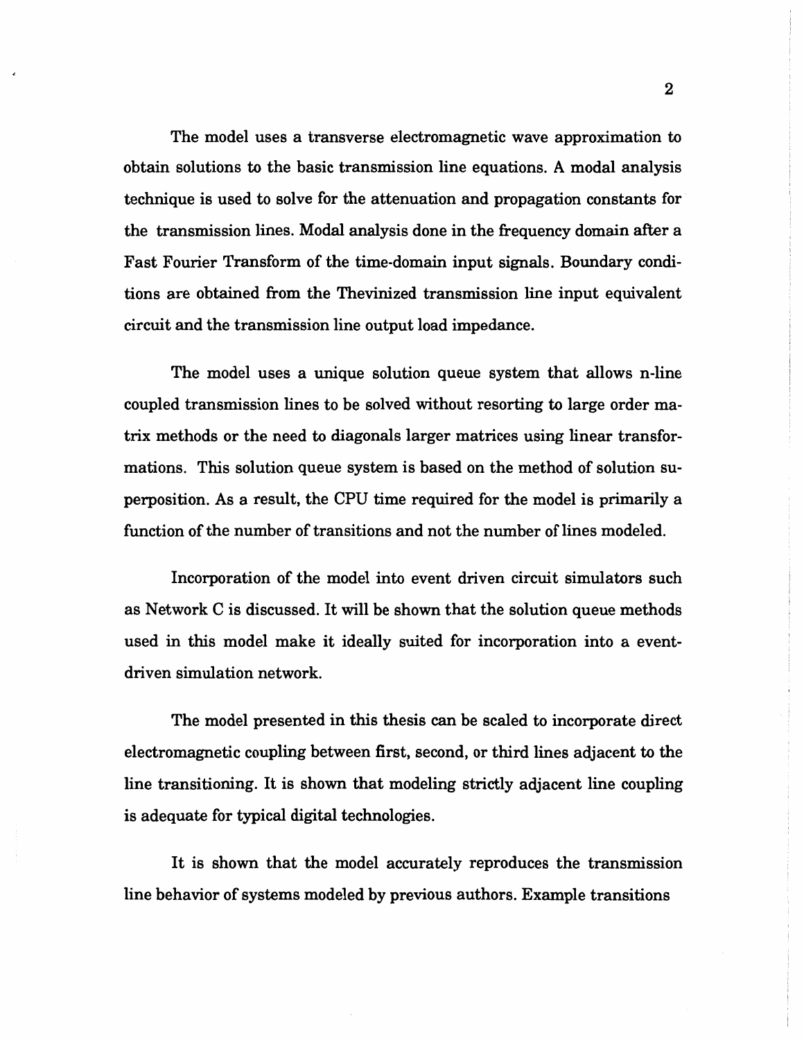The model uses a transverse electromagnetic wave approximation to obtain solutions to the basic transmission line equations. A modal analysis technique is used to solve for the attenuation and propagation constants for the transmission lines. Modal analysis done in the frequency domain after a Fast Fourier Transform of the time-domain input signals. Boundary conditions are obtained from the Thevinized transmission line input equivalent circuit and the transmission line output load impedance.

The model uses a unique solution queue system that allows n-line coupled transmission lines to be solved without resorting to large order matrix methods or the need to diagonals larger matrices using linear transformations. This solution queue system is based on the method of solution superposition. As a result, the CPU time required for the model is primarily a function of the number of transitions and not the number of lines modeled.

Incorporation of the model into event driven circuit simulators such as Network C is discussed. It will be shown that the solution queue methods used in this model make it ideally suited for incorporation into a event-driven simulation network.

The model presented in this thesis can be scaled to incorporate direct electromagnetic coupling between first, second, or third lines adjacent to the line transitioning. It is shown that modeling strictly adjacent line coupling is adequate for typical digital technologies.

It is shown that the model accurately reproduces the transmission line behavior of systems modeled by previous authors. Example transitions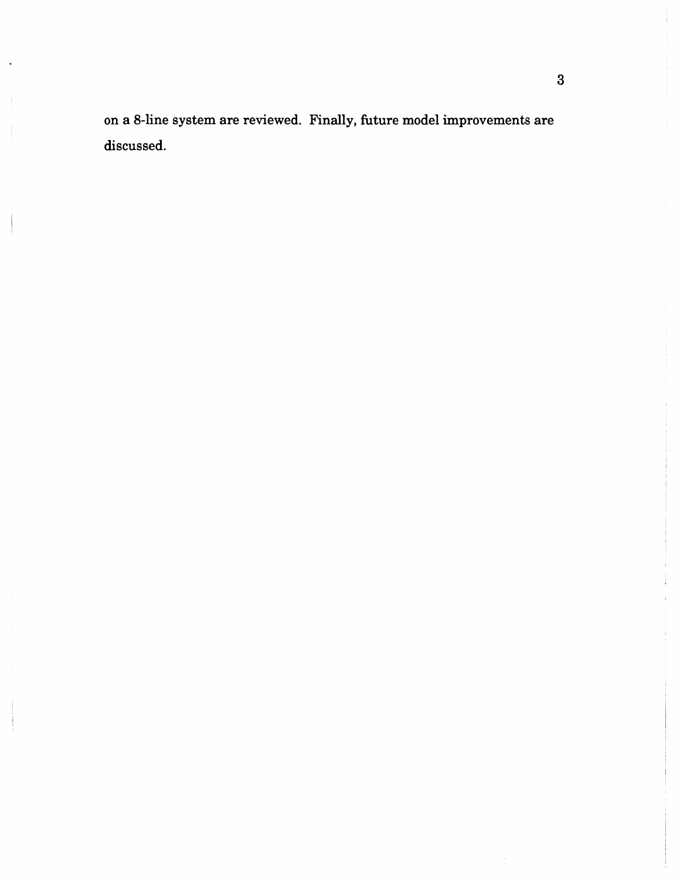on a 8-line system are reviewed. Finally, future model improvements are discussed.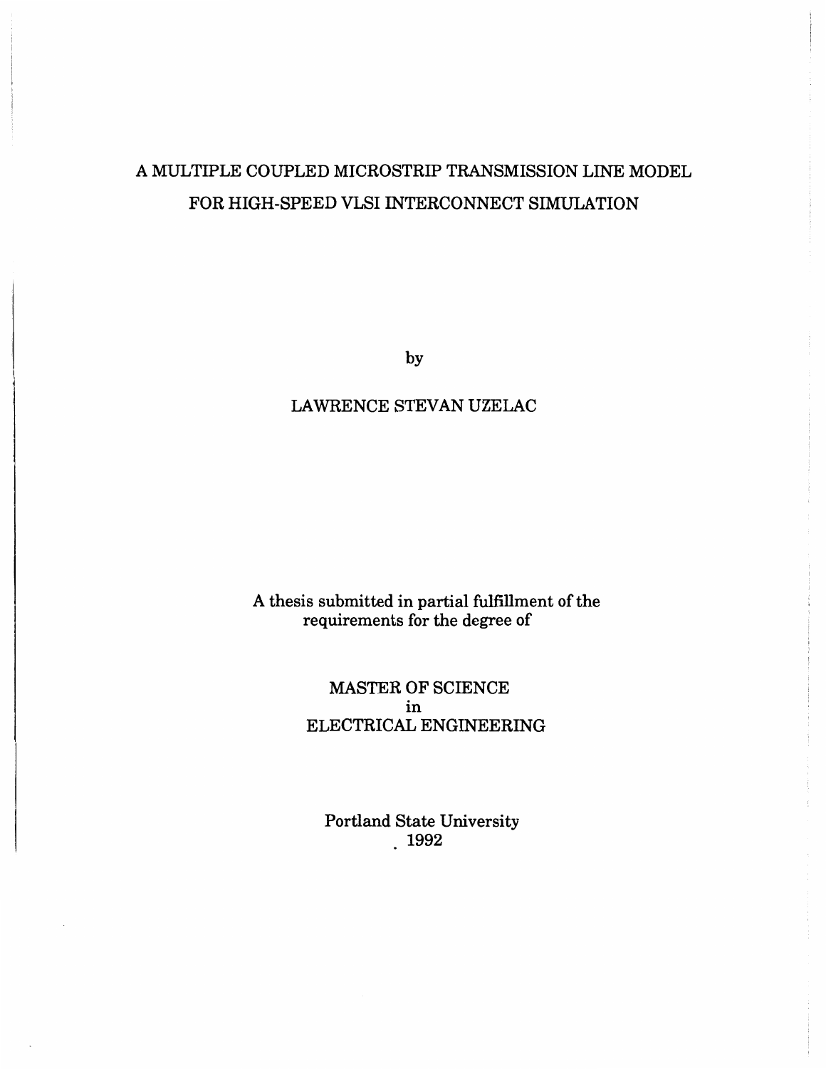# A MULTIPLE COUPLED MICROSTRIP TRANSMISSION LINE MODEL FOR HIGH-SPEED VLSI INTERCONNECT SIMULATION

by

LAWRENCE STEVAN UZELAC

A thesis submitted in partial fulfillment of the requirements for the degree of

MASTER OF SCIENCE
in
ELECTRICAL ENGINEERING

Portland State University
1992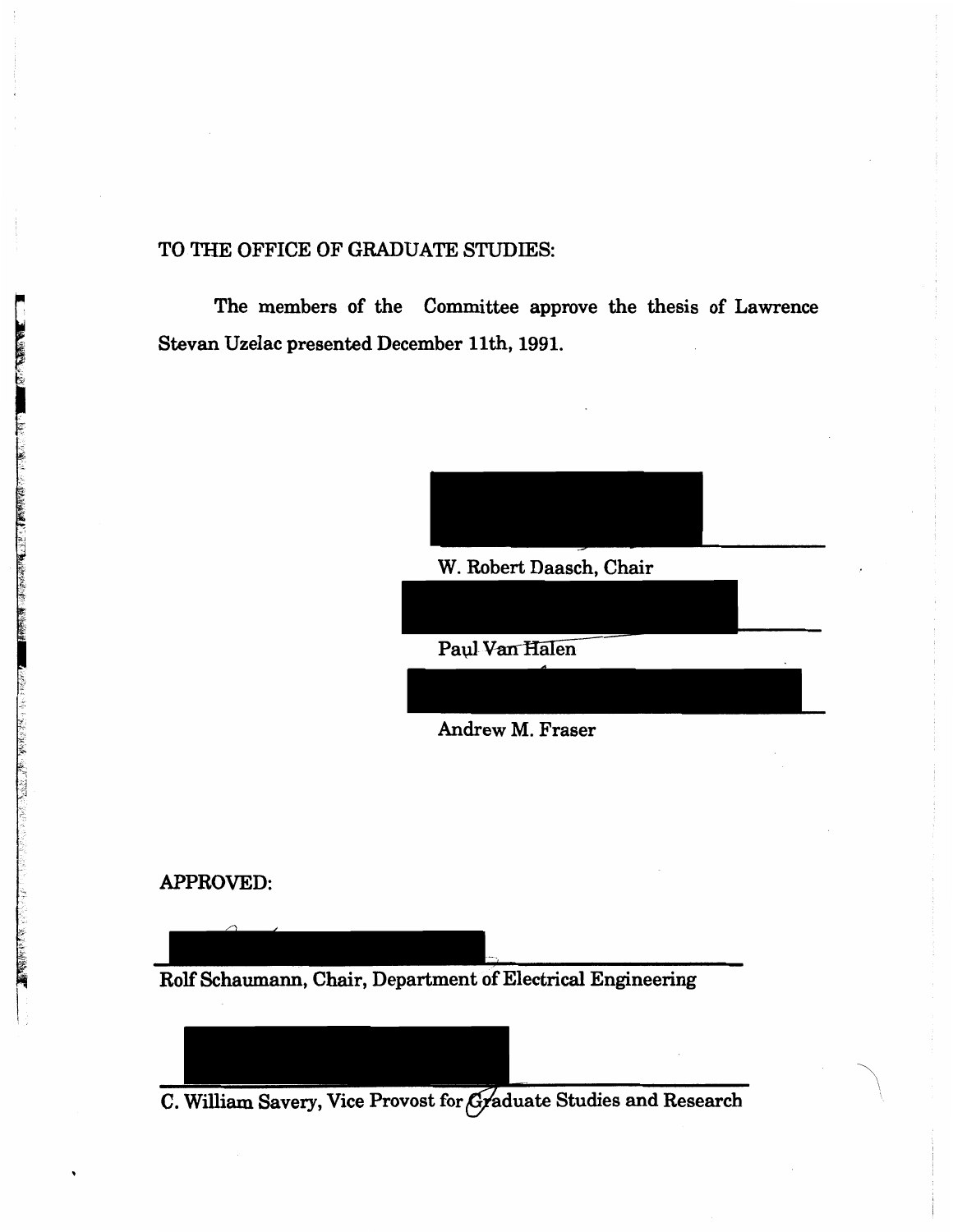TO THE OFFICE OF GRADUATE STUDIES:

The members of the Committee approve the thesis of Lawrence Stevan Uzelac presented December 11th, 1991.

W. Robert Daasch, Chair

Paul Van Halen

Andrew M. Fraser

APPROVED:

Rolf Schaumann, Chair, Department of Electrical Engineering

C. William Savery, Vice Provost for Graduate Studies and Research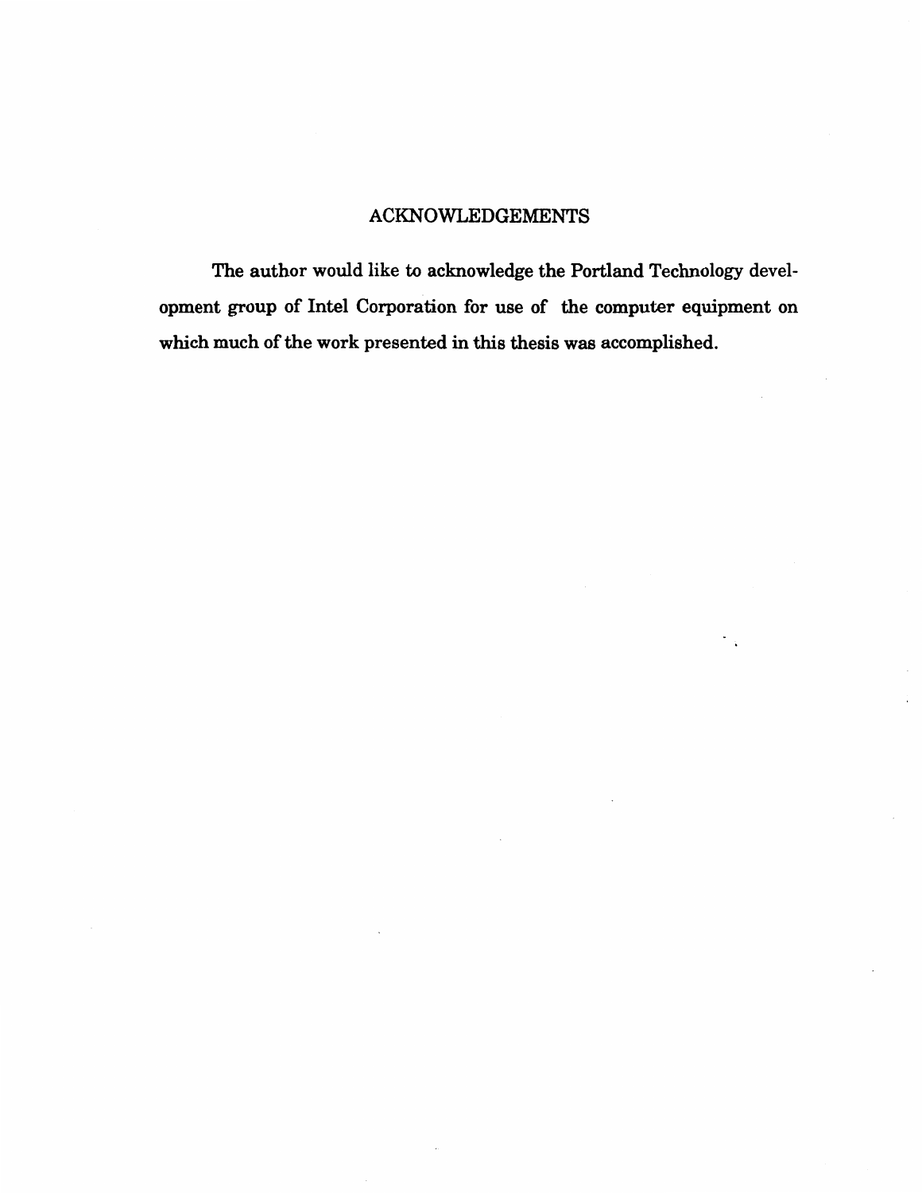## ACKNOWLEDGEMENTS

The author would like to acknowledge the Portland Technology development group of Intel Corporation for use of the computer equipment on which much of the work presented in this thesis was accomplished.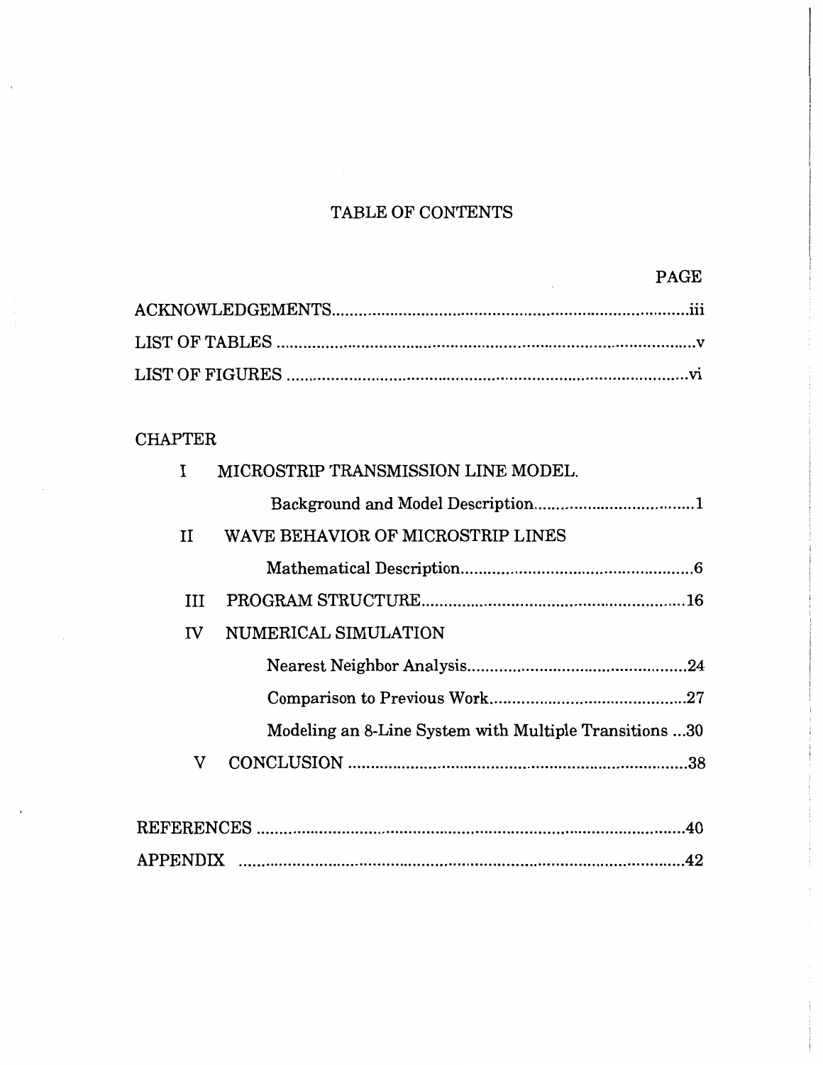# TABLE OF CONTENTS

PAGE

ACKNOWLEDGEMENTS.......................................................................iii

LIST OF TABLES ..................................................................................v

LIST OF FIGURES ...............................................................................vi

CHAPTER

I MICROSTRIP TRANSMISSION LINE MODEL.

Background and Model Description....................................1

II WAVE BEHAVIOR OF MICROSTRIP LINES

Mathematical Description.....................................................6

III PROGRAM STRUCTURE............................................................16

IV NUMERICAL SIMULATION

Nearest Neighbor Analysis.................................................24

Comparison to Previous Work............................................27

Modeling an 8-Line System with Multiple Transitions ...30

V CONCLUSION .............................................................................38

REFERENCES ........................................................................................40

APPENDIX ........................................................................................42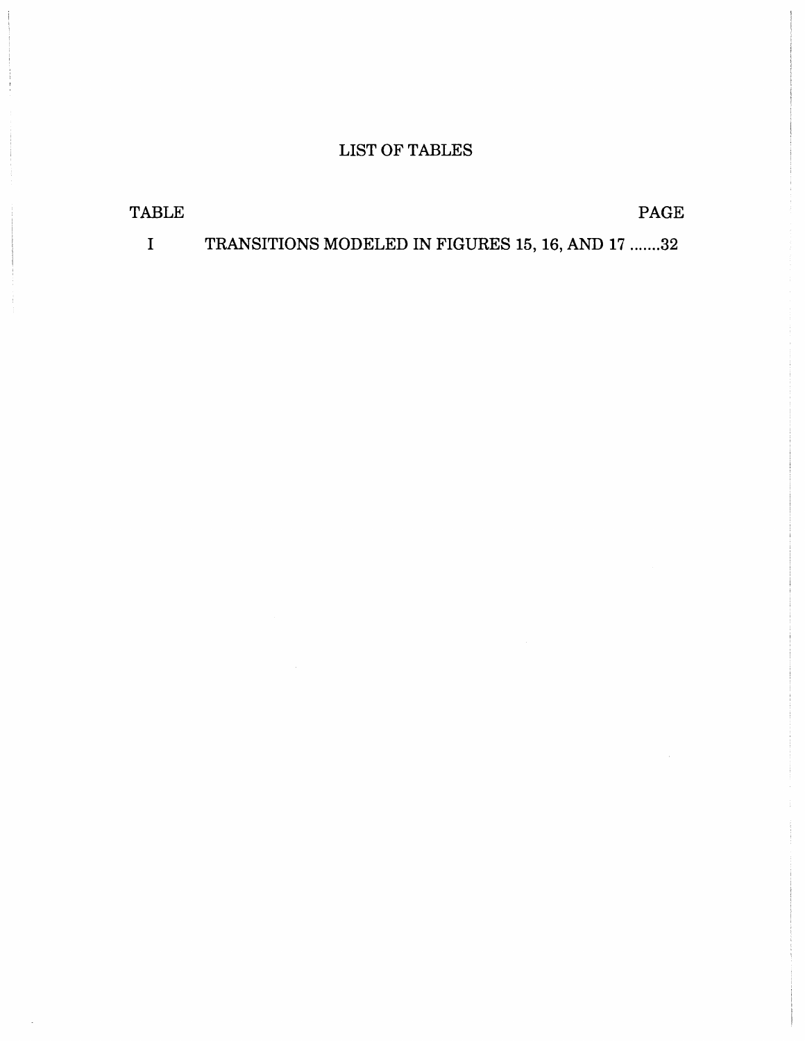# LIST OF TABLES

| TABLE | | PAGE |
|---|---|---|
| I | TRANSITIONS MODELED IN FIGURES 15, 16, AND 17 | 32 |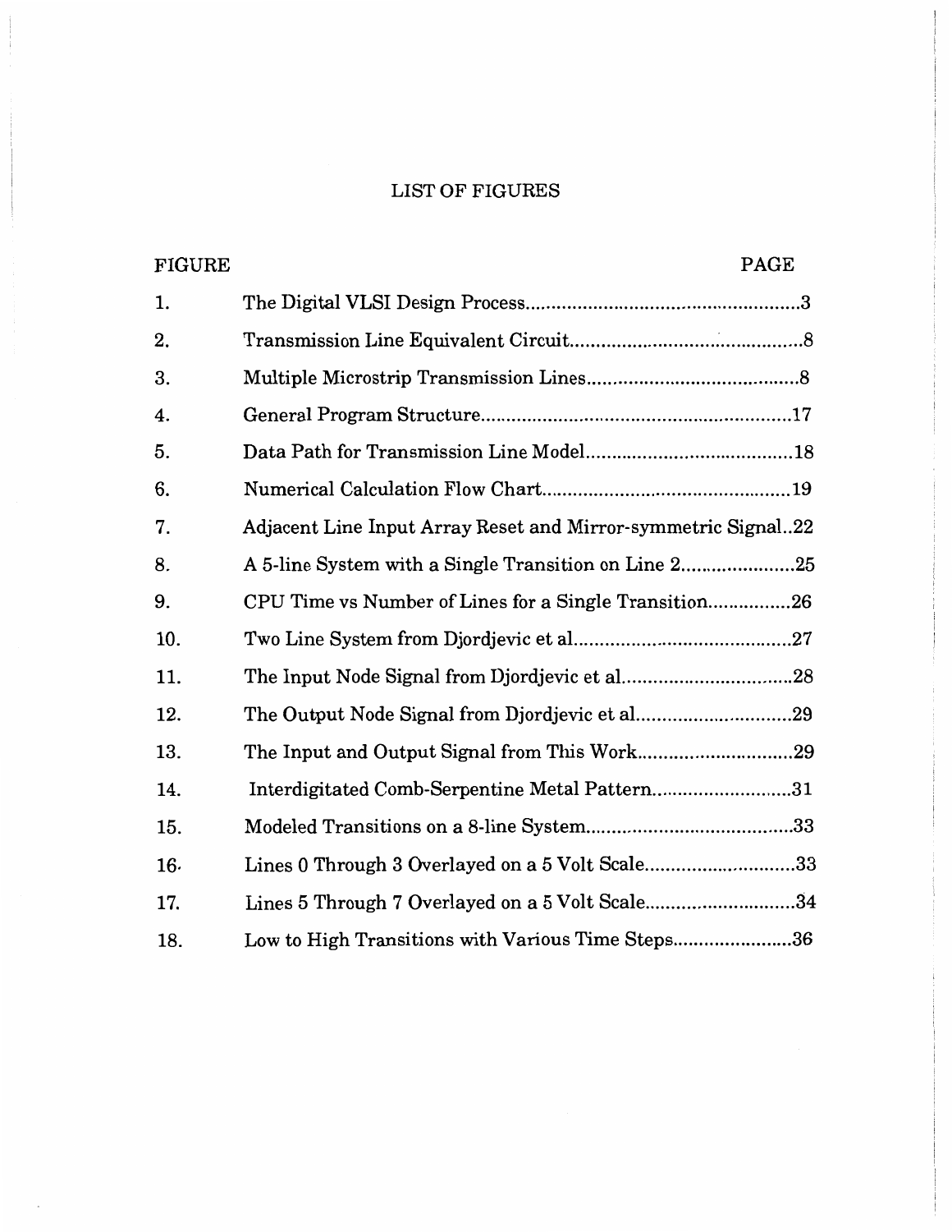# LIST OF FIGURES

| FIGURE | | PAGE |
|---|---|---|
| 1. | The Digital VLSI Design Process | 3 |
| 2. | Transmission Line Equivalent Circuit | 8 |
| 3. | Multiple Microstrip Transmission Lines | 8 |
| 4. | General Program Structure | 17 |
| 5. | Data Path for Transmission Line Model | 18 |
| 6. | Numerical Calculation Flow Chart | 19 |
| 7. | Adjacent Line Input Array Reset and Mirror-symmetric Signal | 22 |
| 8. | A 5-line System with a Single Transition on Line 2 | 25 |
| 9. | CPU Time vs Number of Lines for a Single Transition | 26 |
| 10. | Two Line System from Djordjevic et al | 27 |
| 11. | The Input Node Signal from Djordjevic et al | 28 |
| 12. | The Output Node Signal from Djordjevic et al | 29 |
| 13. | The Input and Output Signal from This Work | 29 |
| 14. | Interdigitated Comb-Serpentine Metal Pattern | 31 |
| 15. | Modeled Transitions on a 8-line System | 33 |
| 16. | Lines 0 Through 3 Overlayed on a 5 Volt Scale | 33 |
| 17. | Lines 5 Through 7 Overlayed on a 5 Volt Scale | 34 |
| 18. | Low to High Transitions with Various Time Steps | 36 |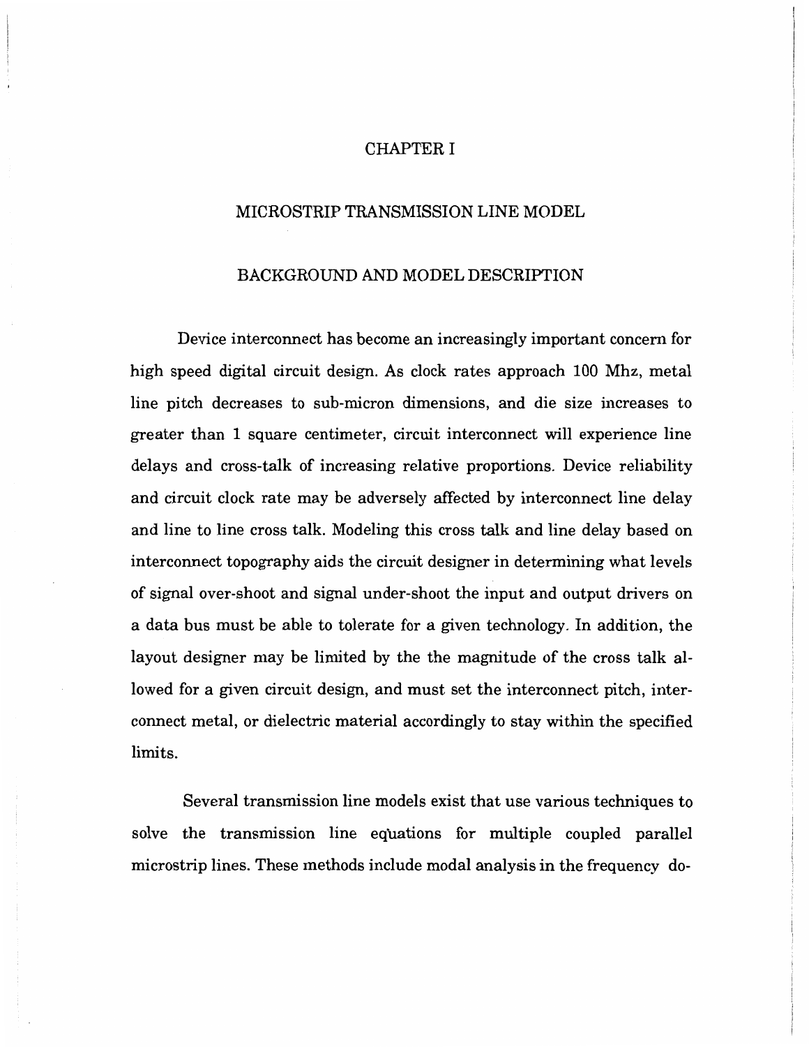# CHAPTER I

## MICROSTRIP TRANSMISSION LINE MODEL

### BACKGROUND AND MODEL DESCRIPTION

Device interconnect has become an increasingly important concern for high speed digital circuit design. As clock rates approach 100 Mhz, metal line pitch decreases to sub-micron dimensions, and die size increases to greater than 1 square centimeter, circuit interconnect will experience line delays and cross-talk of increasing relative proportions. Device reliability and circuit clock rate may be adversely affected by interconnect line delay and line to line cross talk. Modeling this cross talk and line delay based on interconnect topography aids the circuit designer in determining what levels of signal over-shoot and signal under-shoot the input and output drivers on a data bus must be able to tolerate for a given technology. In addition, the layout designer may be limited by the the magnitude of the cross talk allowed for a given circuit design, and must set the interconnect pitch, interconnect metal, or dielectric material accordingly to stay within the specified limits.

Several transmission line models exist that use various techniques to solve the transmission line equations for multiple coupled parallel microstrip lines. These methods include modal analysis in the frequency do-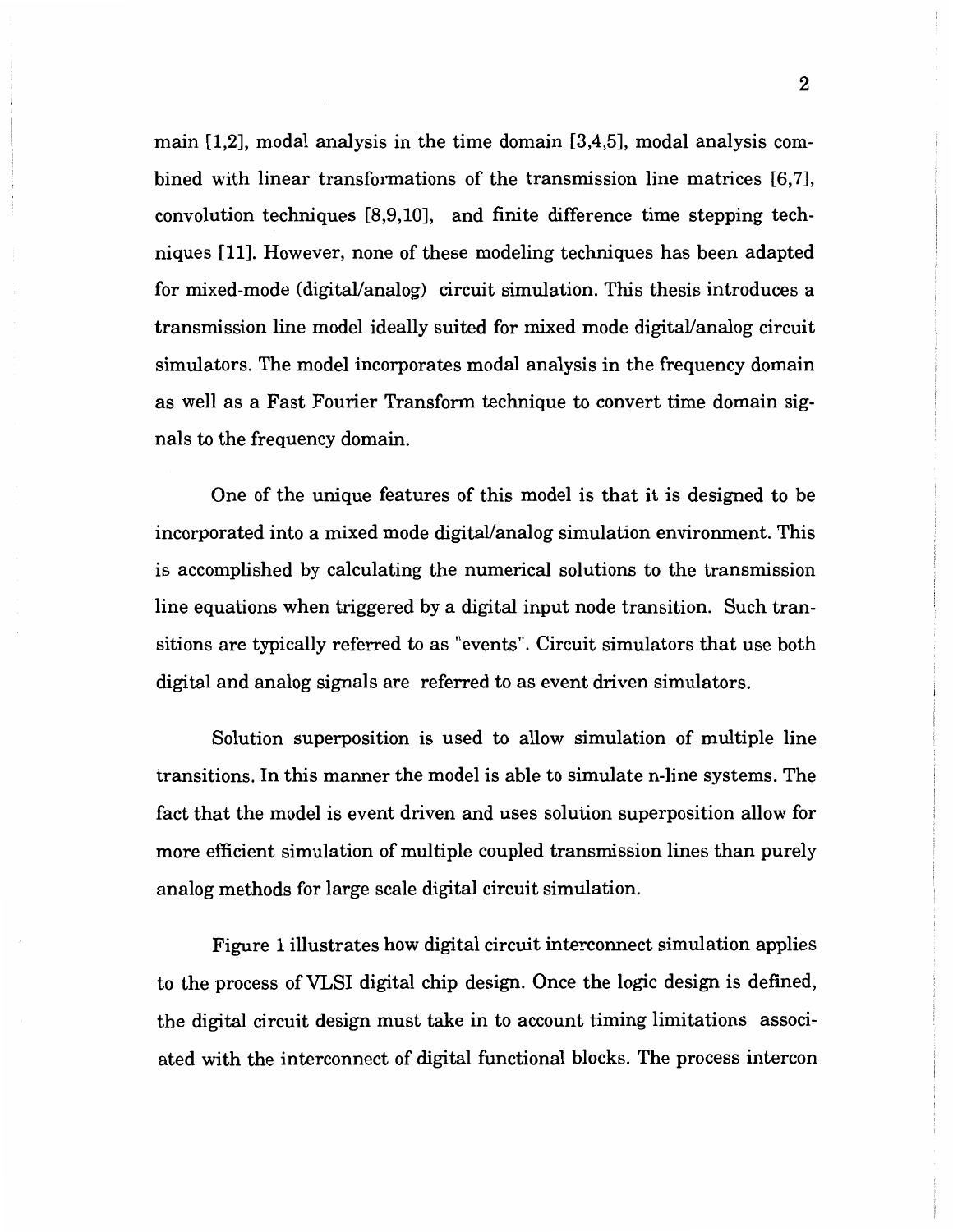main [1,2], modal analysis in the time domain [3,4,5], modal analysis combined with linear transformations of the transmission line matrices [6,7], convolution techniques [8,9,10], and finite difference time stepping techniques [11]. However, none of these modeling techniques has been adapted for mixed-mode (digital/analog) circuit simulation. This thesis introduces a transmission line model ideally suited for mixed mode digital/analog circuit simulators. The model incorporates modal analysis in the frequency domain as well as a Fast Fourier Transform technique to convert time domain signals to the frequency domain.

One of the unique features of this model is that it is designed to be incorporated into a mixed mode digital/analog simulation environment. This is accomplished by calculating the numerical solutions to the transmission line equations when triggered by a digital input node transition. Such transitions are typically referred to as "events". Circuit simulators that use both digital and analog signals are referred to as event driven simulators.

Solution superposition is used to allow simulation of multiple line transitions. In this manner the model is able to simulate n-line systems. The fact that the model is event driven and uses solution superposition allow for more efficient simulation of multiple coupled transmission lines than purely analog methods for large scale digital circuit simulation.

Figure 1 illustrates how digital circuit interconnect simulation applies to the process of VLSI digital chip design. Once the logic design is defined, the digital circuit design must take in to account timing limitations associated with the interconnect of digital functional blocks. The process intercon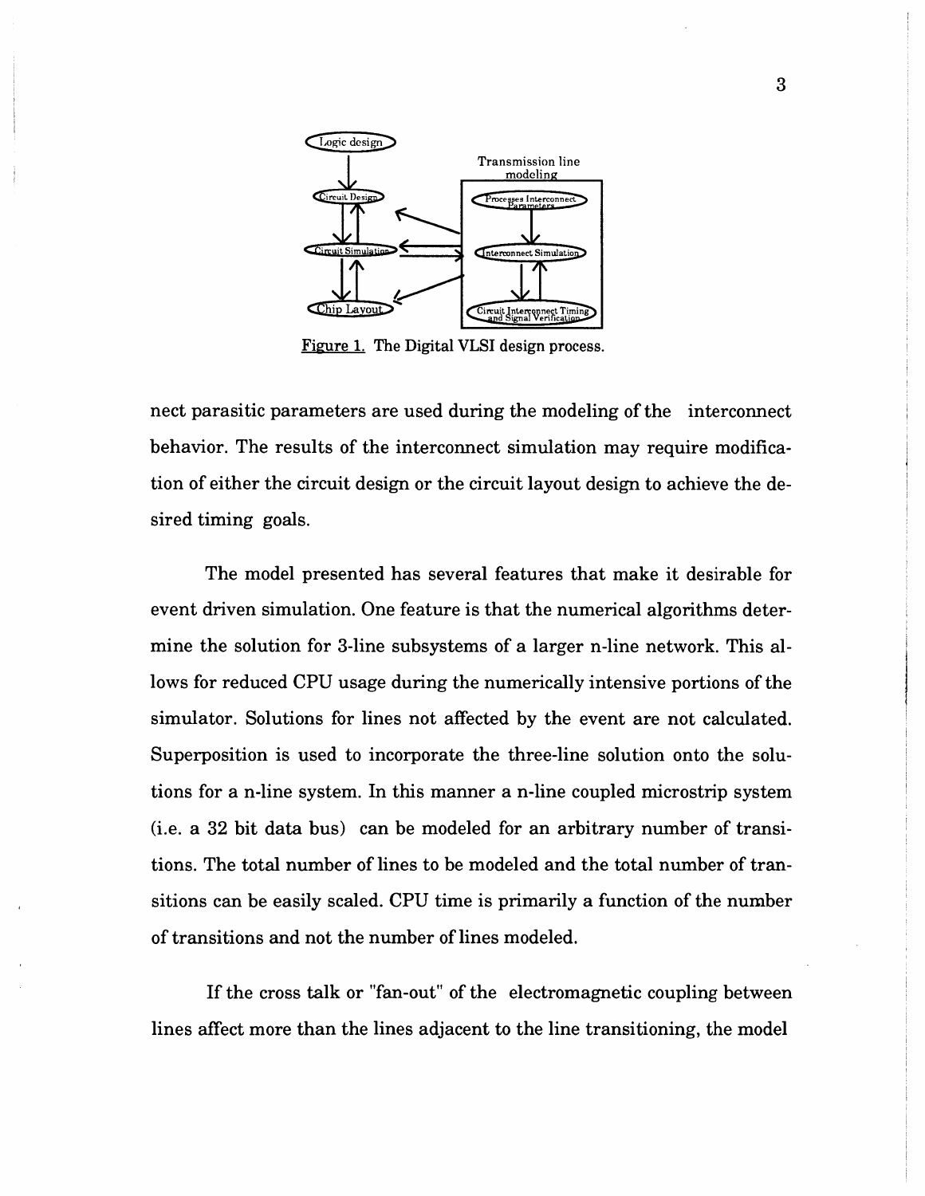Figure 1. The Digital VLSI design process.

nect parasitic parameters are used during the modeling of the interconnect behavior. The results of the interconnect simulation may require modification of either the circuit design or the circuit layout design to achieve the desired timing goals.

The model presented has several features that make it desirable for event driven simulation. One feature is that the numerical algorithms determine the solution for 3-line subsystems of a larger n-line network. This allows for reduced CPU usage during the numerically intensive portions of the simulator. Solutions for lines not affected by the event are not calculated. Superposition is used to incorporate the three-line solution onto the solutions for a n-line system. In this manner a n-line coupled microstrip system (i.e. a 32 bit data bus) can be modeled for an arbitrary number of transitions. The total number of lines to be modeled and the total number of transitions can be easily scaled. CPU time is primarily a function of the number of transitions and not the number of lines modeled.

If the cross talk or "fan-out" of the electromagnetic coupling between lines affect more than the lines adjacent to the line transitioning, the model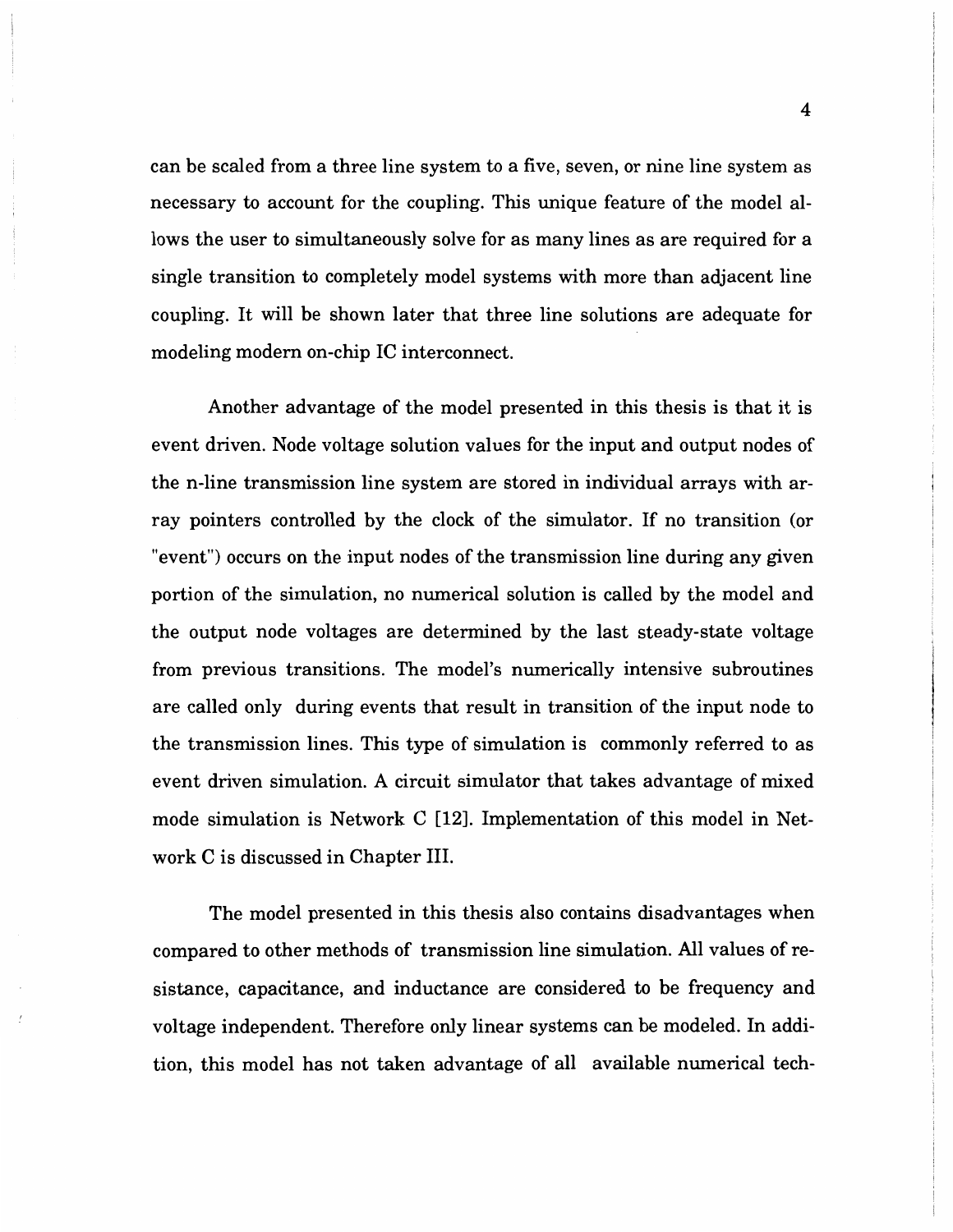can be scaled from a three line system to a five, seven, or nine line system as necessary to account for the coupling. This unique feature of the model allows the user to simultaneously solve for as many lines as are required for a single transition to completely model systems with more than adjacent line coupling. It will be shown later that three line solutions are adequate for modeling modern on-chip IC interconnect.

Another advantage of the model presented in this thesis is that it is event driven. Node voltage solution values for the input and output nodes of the n-line transmission line system are stored in individual arrays with array pointers controlled by the clock of the simulator. If no transition (or "event") occurs on the input nodes of the transmission line during any given portion of the simulation, no numerical solution is called by the model and the output node voltages are determined by the last steady-state voltage from previous transitions. The model's numerically intensive subroutines are called only during events that result in transition of the input node to the transmission lines. This type of simulation is commonly referred to as event driven simulation. A circuit simulator that takes advantage of mixed mode simulation is Network C [12]. Implementation of this model in Network C is discussed in Chapter III.

The model presented in this thesis also contains disadvantages when compared to other methods of transmission line simulation. All values of resistance, capacitance, and inductance are considered to be frequency and voltage independent. Therefore only linear systems can be modeled. In addition, this model has not taken advantage of all available numerical tech-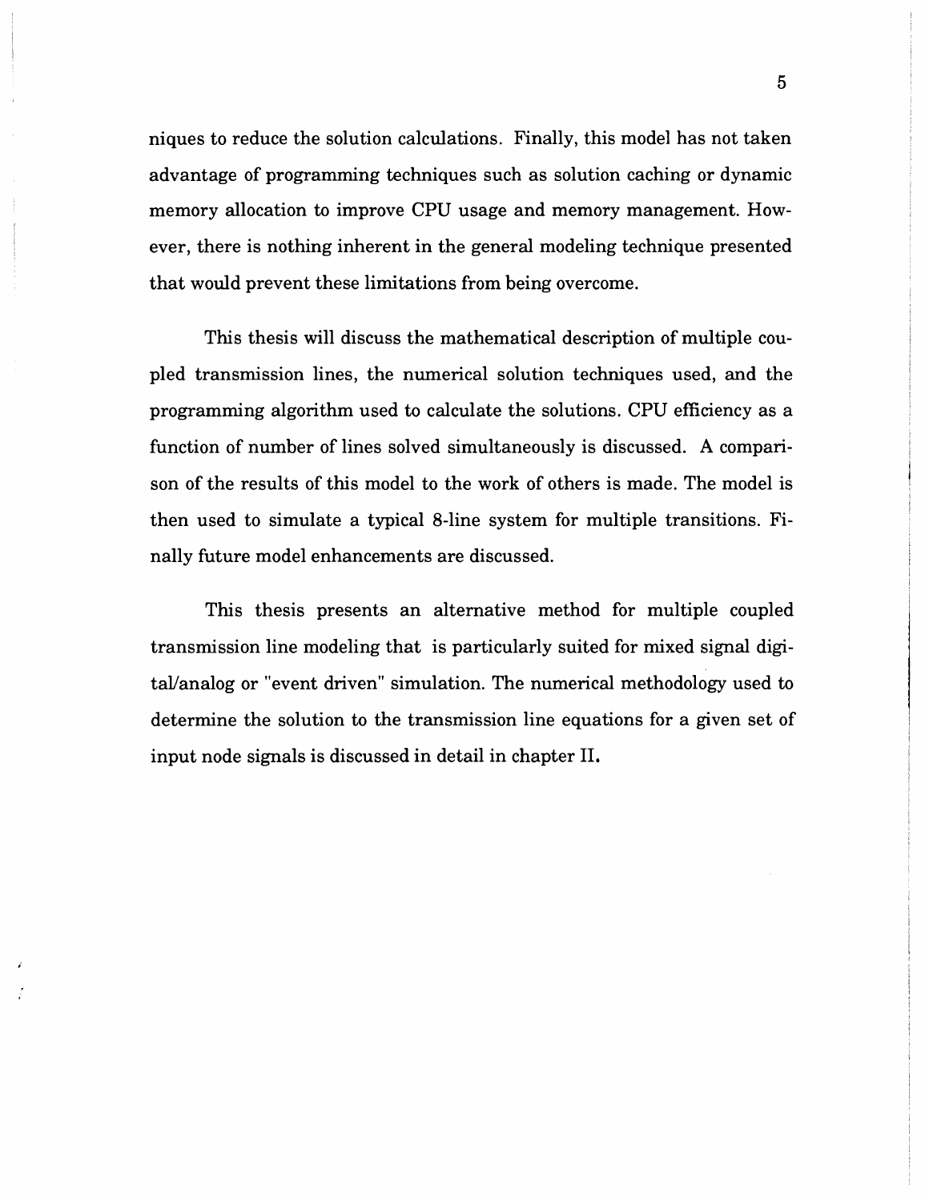niques to reduce the solution calculations. Finally, this model has not taken advantage of programming techniques such as solution caching or dynamic memory allocation to improve CPU usage and memory management. However, there is nothing inherent in the general modeling technique presented that would prevent these limitations from being overcome.

This thesis will discuss the mathematical description of multiple coupled transmission lines, the numerical solution techniques used, and the programming algorithm used to calculate the solutions. CPU efficiency as a function of number of lines solved simultaneously is discussed. A comparison of the results of this model to the work of others is made. The model is then used to simulate a typical 8-line system for multiple transitions. Finally future model enhancements are discussed.

This thesis presents an alternative method for multiple coupled transmission line modeling that is particularly suited for mixed signal digital/analog or "event driven" simulation. The numerical methodology used to determine the solution to the transmission line equations for a given set of input node signals is discussed in detail in chapter II.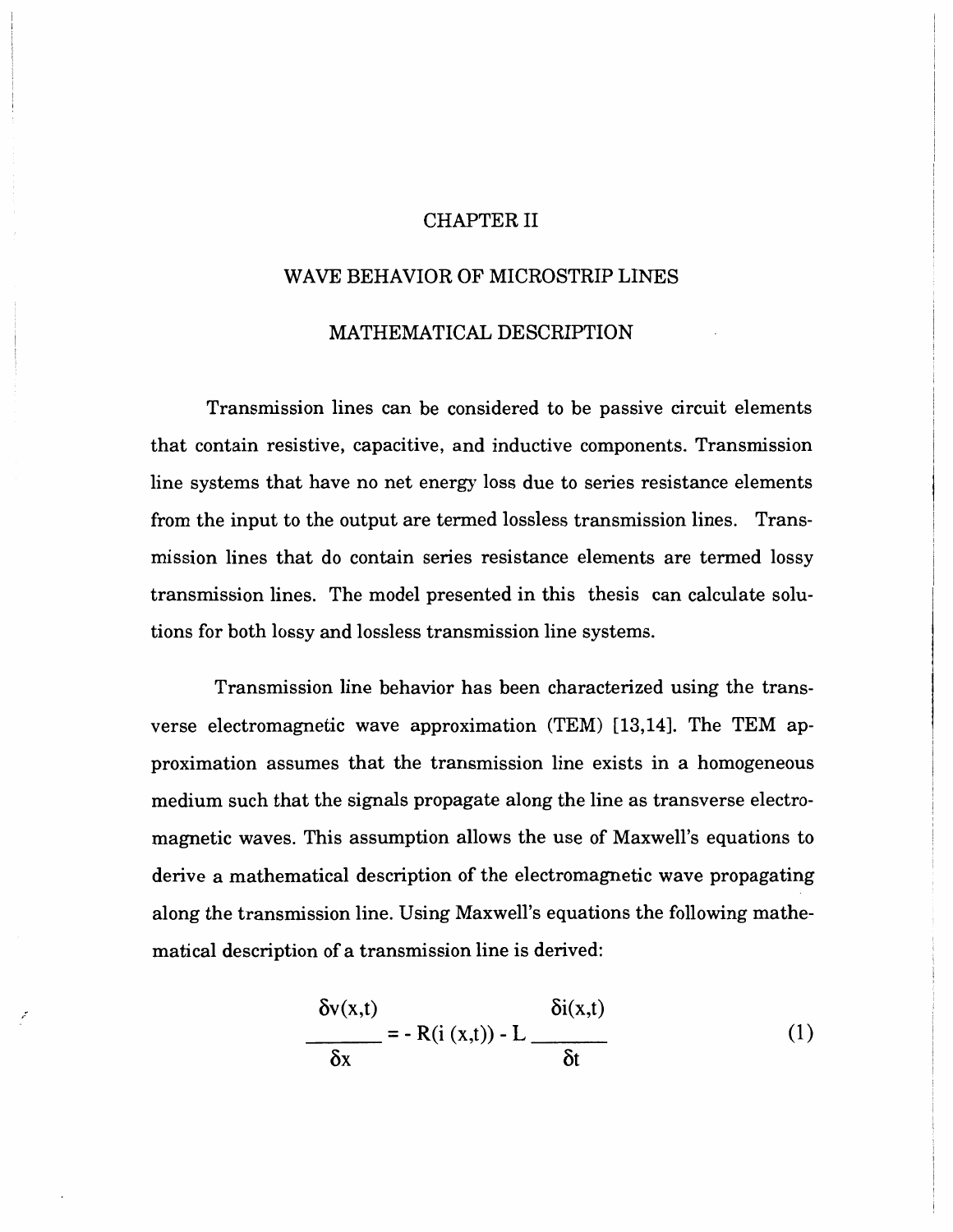# CHAPTER II

## WAVE BEHAVIOR OF MICROSTRIP LINES

### MATHEMATICAL DESCRIPTION

Transmission lines can be considered to be passive circuit elements that contain resistive, capacitive, and inductive components. Transmission line systems that have no net energy loss due to series resistance elements from the input to the output are termed lossless transmission lines. Transmission lines that do contain series resistance elements are termed lossy transmission lines. The model presented in this thesis can calculate solutions for both lossy and lossless transmission line systems.

Transmission line behavior has been characterized using the transverse electromagnetic wave approximation (TEM) [13,14]. The TEM approximation assumes that the transmission line exists in a homogeneous medium such that the signals propagate along the line as transverse electromagnetic waves. This assumption allows the use of Maxwell's equations to derive a mathematical description of the electromagnetic wave propagating along the transmission line. Using Maxwell's equations the following mathematical description of a transmission line is derived:

$$\frac{\delta v(x,t)}{\delta x} = - R(i\,(x,t)) - L\,\frac{\delta i(x,t)}{\delta t} \qquad (1)$$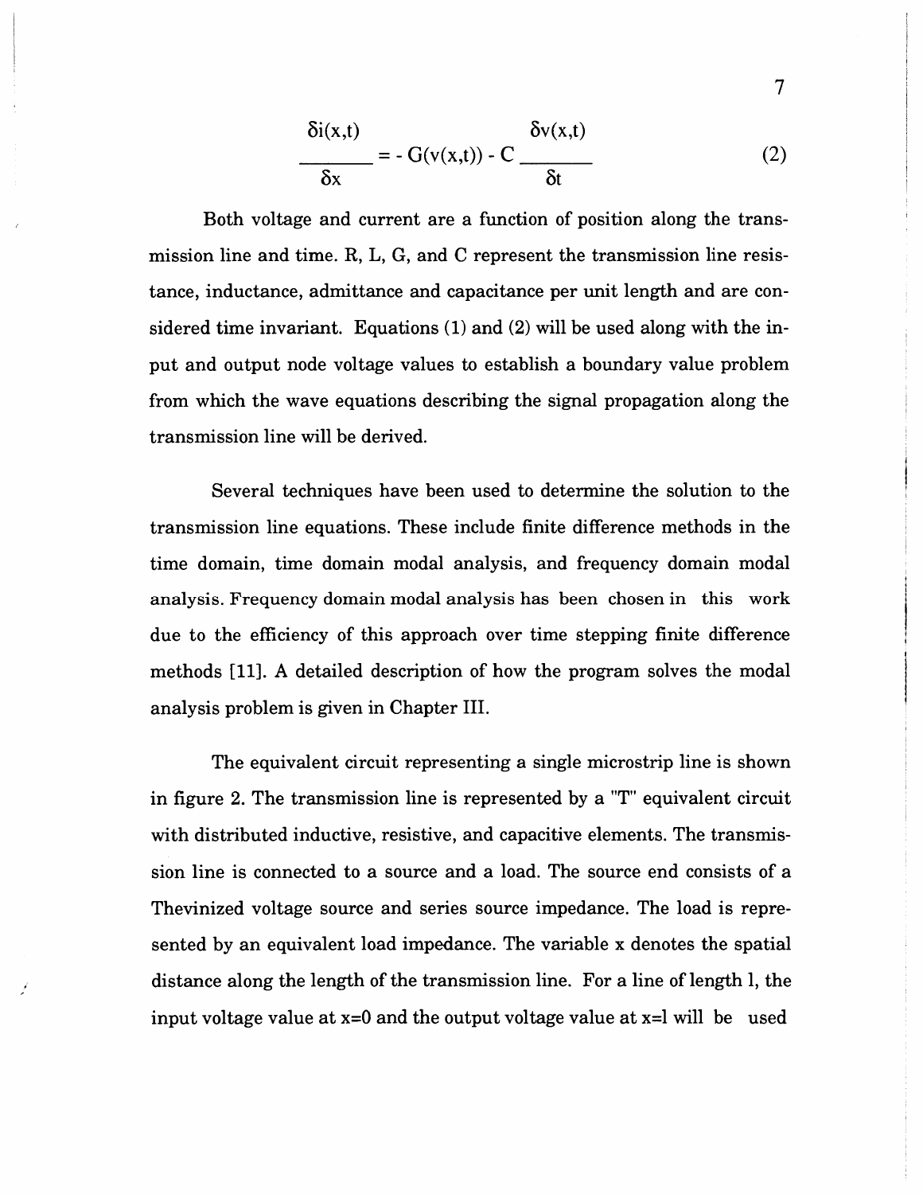$$\frac{\delta i(x,t)}{\delta x} = - G(v(x,t)) - C \frac{\delta v(x,t)}{\delta t} \qquad (2)$$

Both voltage and current are a function of position along the transmission line and time. R, L, G, and C represent the transmission line resistance, inductance, admittance and capacitance per unit length and are considered time invariant. Equations (1) and (2) will be used along with the input and output node voltage values to establish a boundary value problem from which the wave equations describing the signal propagation along the transmission line will be derived.

Several techniques have been used to determine the solution to the transmission line equations. These include finite difference methods in the time domain, time domain modal analysis, and frequency domain modal analysis. Frequency domain modal analysis has been chosen in this work due to the efficiency of this approach over time stepping finite difference methods [11]. A detailed description of how the program solves the modal analysis problem is given in Chapter III.

The equivalent circuit representing a single microstrip line is shown in figure 2. The transmission line is represented by a "T" equivalent circuit with distributed inductive, resistive, and capacitive elements. The transmission line is connected to a source and a load. The source end consists of a Thevinized voltage source and series source impedance. The load is represented by an equivalent load impedance. The variable x denotes the spatial distance along the length of the transmission line. For a line of length l, the input voltage value at x=0 and the output voltage value at x=l will be used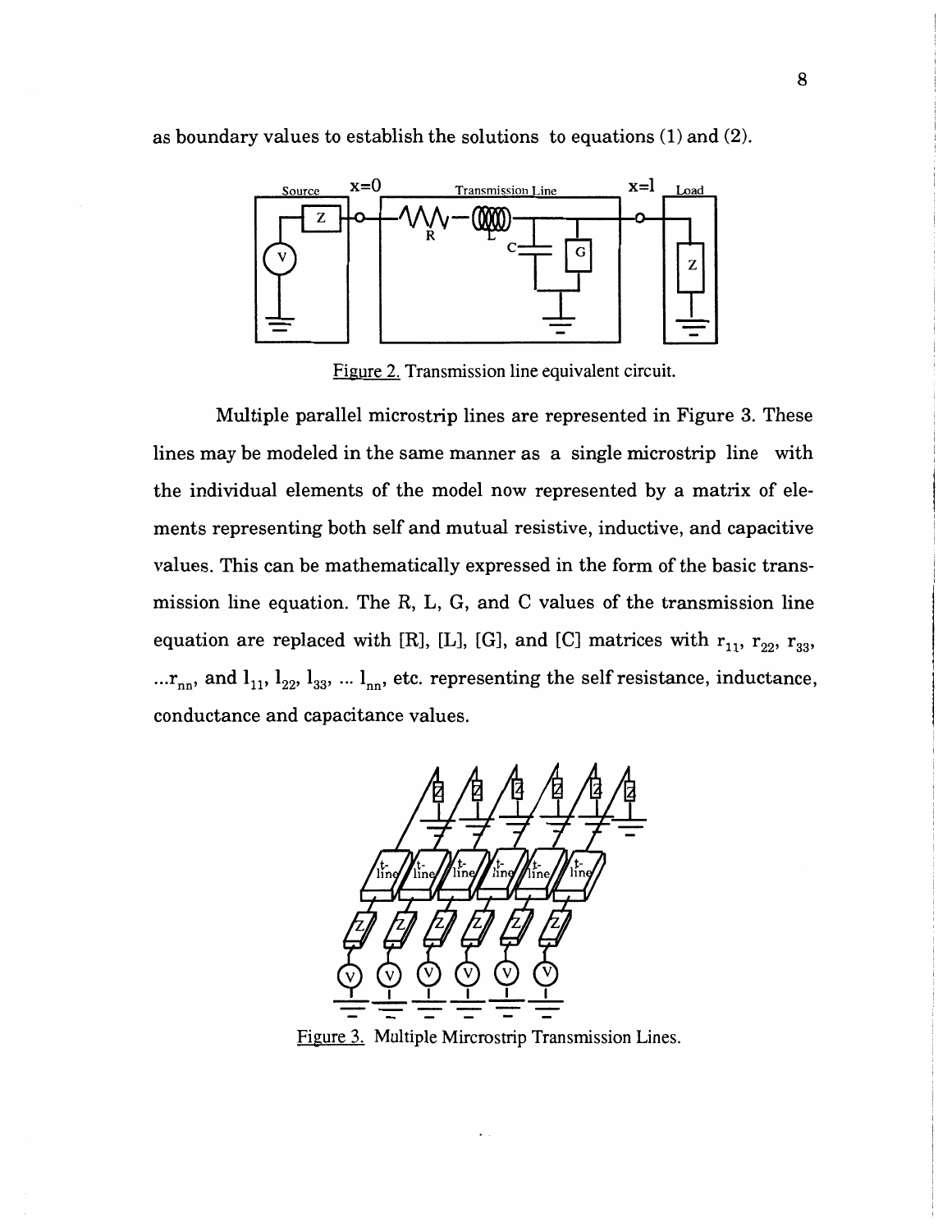as boundary values to establish the solutions to equations (1) and (2).

Figure 2. Transmission line equivalent circuit.

Multiple parallel microstrip lines are represented in Figure 3. These lines may be modeled in the same manner as a single microstrip line with the individual elements of the model now represented by a matrix of elements representing both self and mutual resistive, inductive, and capacitive values. This can be mathematically expressed in the form of the basic transmission line equation. The R, L, G, and C values of the transmission line equation are replaced with [R], [L], [G], and [C] matrices with $r_{11}$, $r_{22}$, $r_{33}$, ...$r_{nn}$, and $l_{11}$, $l_{22}$, $l_{33}$, ... $l_{nn}$, etc. representing the self resistance, inductance, conductance and capacitance values.

Figure 3. Multiple Mircrostrip Transmission Lines.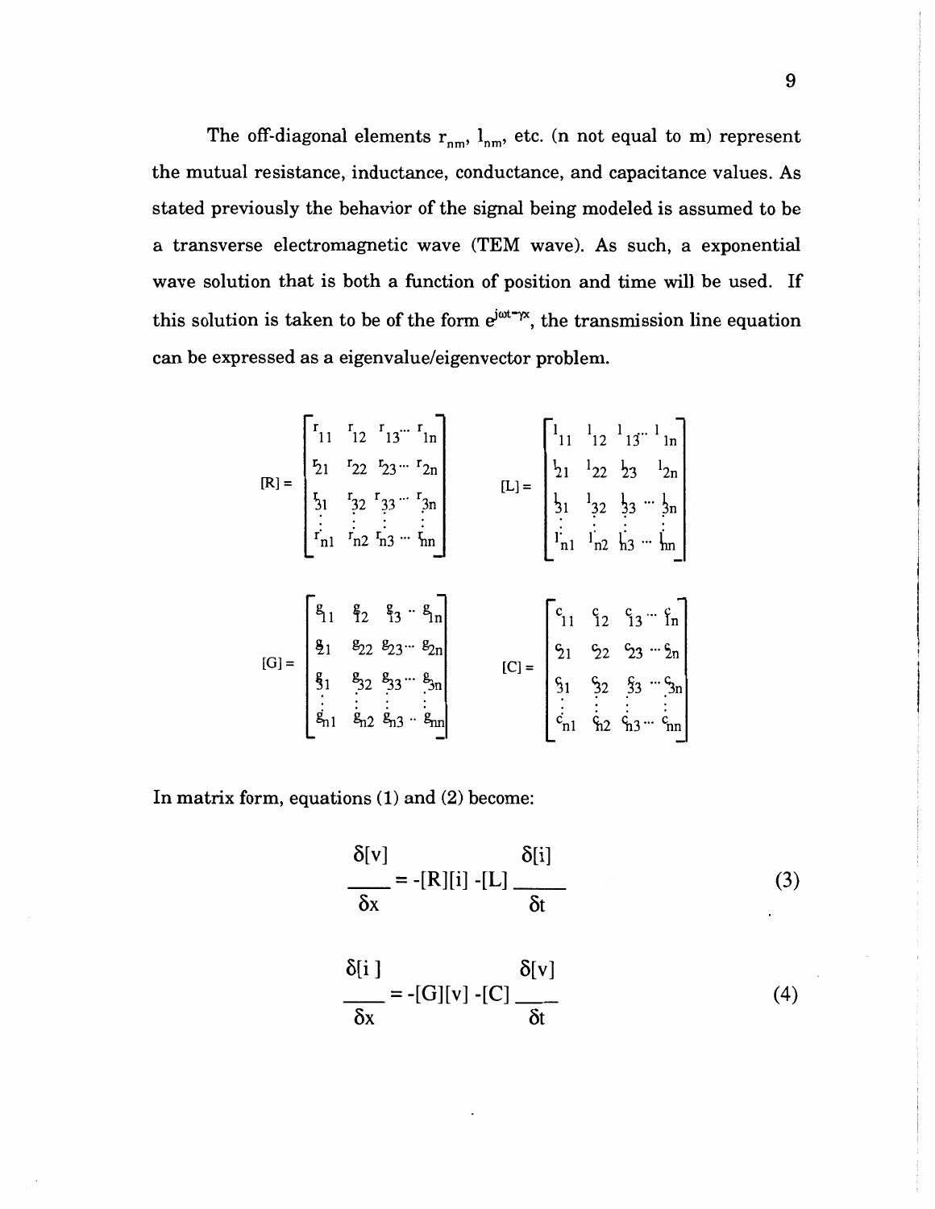The off-diagonal elements $r_{nm}$, $l_{nm}$, etc. (n not equal to m) represent the mutual resistance, inductance, conductance, and capacitance values. As stated previously the behavior of the signal being modeled is assumed to be a transverse electromagnetic wave (TEM wave). As such, a exponential wave solution that is both a function of position and time will be used. If this solution is taken to be of the form $e^{j\omega t-\gamma x}$, the transmission line equation can be expressed as a eigenvalue/eigenvector problem.

$$[R] = \begin{bmatrix} r_{11} & r_{12} & r_{13} \cdots & r_{1n} \\ r_{21} & r_{22} & r_{23} \cdots & r_{2n} \\ r_{31} & r_{32} & r_{33} \cdots & r_{3n} \\ \vdots & \vdots & \vdots & \vdots \\ r_{n1} & r_{n2} & r_{n3} \cdots & r_{nn} \end{bmatrix} \qquad [L] = \begin{bmatrix} l_{11} & l_{12} & l_{13} \cdots & l_{1n} \\ l_{21} & l_{22} & l_{23} & l_{2n} \\ l_{31} & l_{32} & l_{33} \cdots & l_{3n} \\ \vdots & \vdots & \vdots & \vdots \\ l_{n1} & l_{n2} & l_{n3} \cdots & l_{nn} \end{bmatrix}$$

$$[G] = \begin{bmatrix} g_{11} & g_{12} & g_{13} \cdots & g_{1n} \\ g_{21} & g_{22} & g_{23} \cdots & g_{2n} \\ g_{31} & g_{32} & g_{33} \cdots & g_{3n} \\ \vdots & \vdots & \vdots & \vdots \\ g_{n1} & g_{n2} & g_{n3} \cdots & g_{nn} \end{bmatrix} \qquad [C] = \begin{bmatrix} c_{11} & c_{12} & c_{13} \cdots & c_{1n} \\ c_{21} & c_{22} & c_{23} \cdots & c_{2n} \\ c_{31} & c_{32} & c_{33} \cdots & c_{3n} \\ \vdots & \vdots & \vdots & \vdots \\ c_{n1} & c_{n2} & c_{n3} \cdots & c_{nn} \end{bmatrix}$$

In matrix form, equations (1) and (2) become:

$$\frac{\delta[v]}{\delta x} = -[R][i] - [L]\frac{\delta[i]}{\delta t} \tag{3}$$

$$\frac{\delta[i]}{\delta x} = -[G][v] - [C]\frac{\delta[v]}{\delta t} \tag{4}$$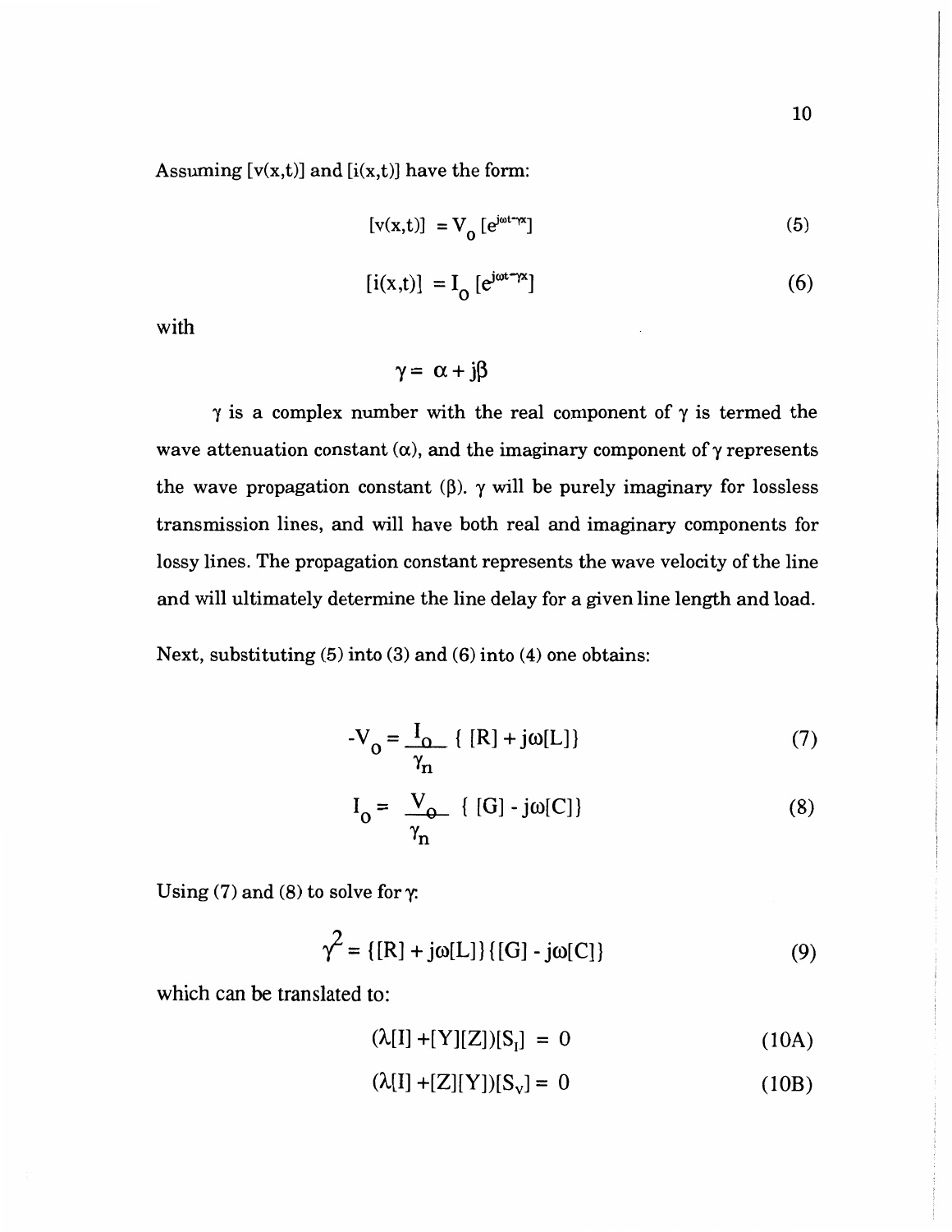Assuming $[v(x,t)]$ and $[i(x,t)]$ have the form:

$$[v(x,t)] = V_0 [e^{j\omega t - \gamma x}] \tag{5}$$

$$[i(x,t)] = I_0 [e^{j\omega t - \gamma x}] \tag{6}$$

with

$$\gamma = \alpha + j\beta$$

$\gamma$ is a complex number with the real component of $\gamma$ is termed the wave attenuation constant ($\alpha$), and the imaginary component of $\gamma$ represents the wave propagation constant ($\beta$). $\gamma$ will be purely imaginary for lossless transmission lines, and will have both real and imaginary components for lossy lines. The propagation constant represents the wave velocity of the line and will ultimately determine the line delay for a given line length and load.

Next, substituting (5) into (3) and (6) into (4) one obtains:

$$-V_0 = \frac{I_0}{\gamma_n} \{ [R] + j\omega[L] \} \tag{7}$$

$$I_0 = \frac{V_0}{\gamma_n} \{ [G] - j\omega[C] \} \tag{8}$$

Using (7) and (8) to solve for $\gamma$:

$$\gamma^2 = \{[R] + j\omega[L]\}\{[G] - j\omega[C]\} \tag{9}$$

which can be translated to:

$$(\lambda[I] + [Y][Z])[S_I] = 0 \tag{10A}$$

$$(\lambda[I] + [Z][Y])[S_V] = 0 \tag{10B}$$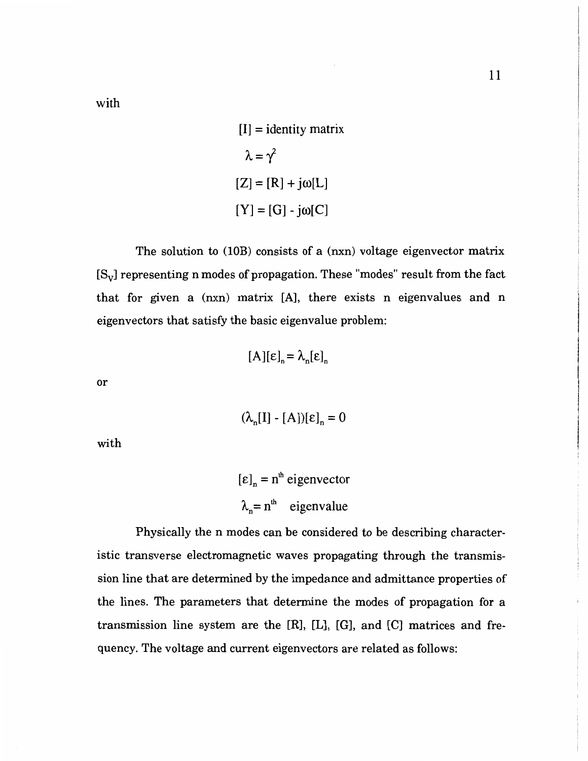with

$$[I] = \text{identity matrix}$$

$$\lambda = \gamma^2$$

$$[Z] = [R] + j\omega[L]$$

$$[Y] = [G] - j\omega[C]$$

The solution to (10B) consists of a (nxn) voltage eigenvector matrix $[S_V]$ representing n modes of propagation. These "modes" result from the fact that for given a (nxn) matrix [A], there exists n eigenvalues and n eigenvectors that satisfy the basic eigenvalue problem:

$$[A][\varepsilon]_n = \lambda_n[\varepsilon]_n$$

or

$$(\lambda_n[I] - [A])[\varepsilon]_n = 0$$

with

$$[\varepsilon]_n = n^{th} \text{ eigenvector}$$

$$\lambda_n = n^{th} \text{ eigenvalue}$$

Physically the n modes can be considered to be describing characteristic transverse electromagnetic waves propagating through the transmission line that are determined by the impedance and admittance properties of the lines. The parameters that determine the modes of propagation for a transmission line system are the [R], [L], [G], and [C] matrices and frequency. The voltage and current eigenvectors are related as follows: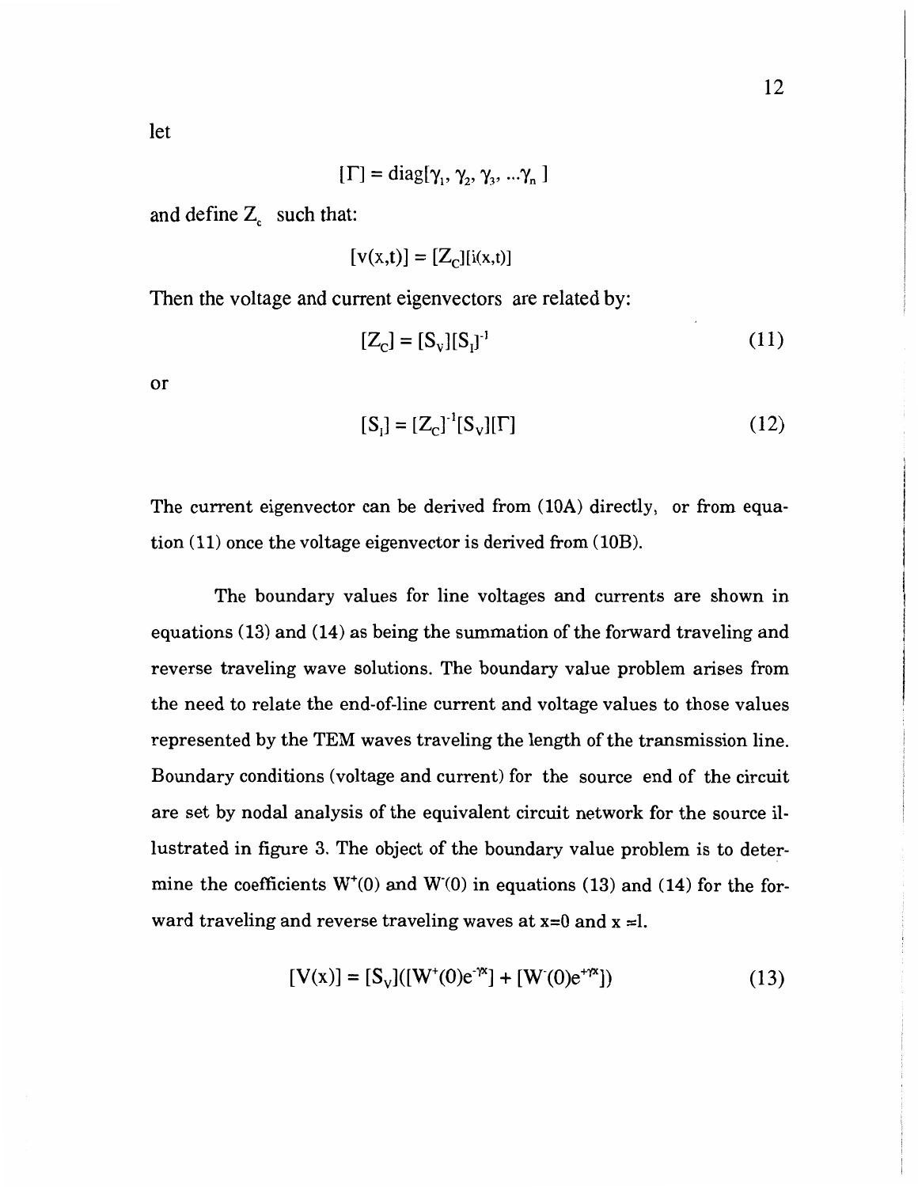let

$$[\Gamma] = \text{diag}[\gamma_1, \gamma_2, \gamma_3, \ldots\gamma_n]$$

and define $Z_c$ such that:

$$[v(x,t)] = [Z_C][i(x,t)]$$

Then the voltage and current eigenvectors are related by:

$$[Z_C] = [S_V][S_I]^{-1} \tag{11}$$

or

$$[S_I] = [Z_C]^{-1}[S_V][\Gamma] \tag{12}$$

The current eigenvector can be derived from (10A) directly, or from equation (11) once the voltage eigenvector is derived from (10B).

The boundary values for line voltages and currents are shown in equations (13) and (14) as being the summation of the forward traveling and reverse traveling wave solutions. The boundary value problem arises from the need to relate the end-of-line current and voltage values to those values represented by the TEM waves traveling the length of the transmission line. Boundary conditions (voltage and current) for the source end of the circuit are set by nodal analysis of the equivalent circuit network for the source illustrated in figure 3. The object of the boundary value problem is to determine the coefficients $W^{+}(0)$ and $W^{-}(0)$ in equations (13) and (14) for the forward traveling and reverse traveling waves at x=0 and x =l.

$$[V(x)] = [S_V]([W^{+}(0)e^{-\gamma x}] + [W^{-}(0)e^{+\gamma x}]) \tag{13}$$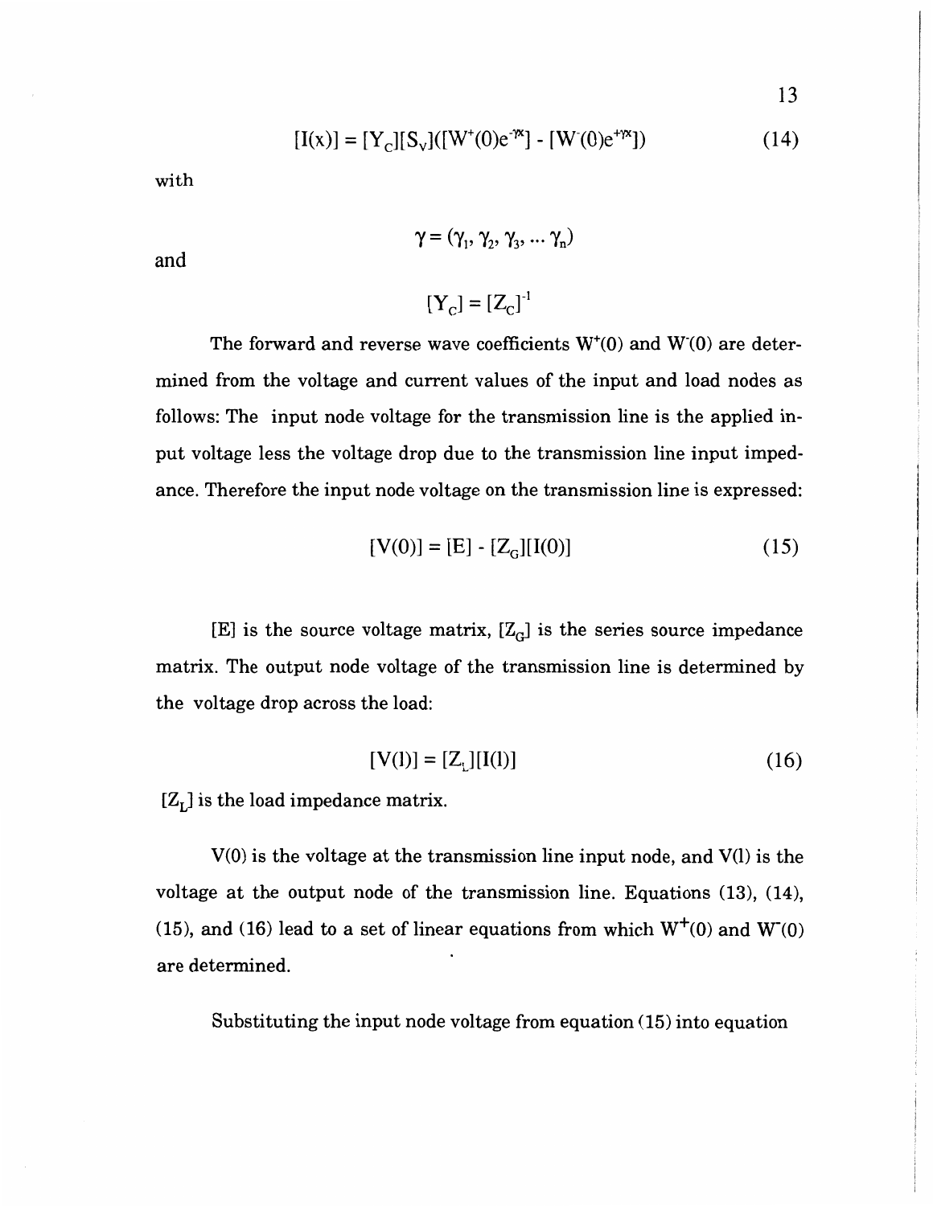$$[I(x)] = [Y_C][S_V]([W^+(0)e^{-\gamma x}] - [W^-(0)e^{+\gamma x}]) \tag{14}$$

with

$$\gamma = (\gamma_1, \gamma_2, \gamma_3, \ldots \gamma_n)$$

and

$$[Y_C] = [Z_C]^{-1}$$

The forward and reverse wave coefficients $W^+(0)$ and $W^-(0)$ are determined from the voltage and current values of the input and load nodes as follows: The input node voltage for the transmission line is the applied input voltage less the voltage drop due to the transmission line input impedance. Therefore the input node voltage on the transmission line is expressed:

$$[V(0)] = [E] - [Z_G][I(0)] \tag{15}$$

$[E]$ is the source voltage matrix, $[Z_G]$ is the series source impedance matrix. The output node voltage of the transmission line is determined by the voltage drop across the load:

$$[V(l)] = [Z_L][I(l)] \tag{16}$$

$[Z_L]$ is the load impedance matrix.

$V(0)$ is the voltage at the transmission line input node, and $V(l)$ is the voltage at the output node of the transmission line. Equations (13), (14), (15), and (16) lead to a set of linear equations from which $W^+(0)$ and $W^-(0)$ are determined.

Substituting the input node voltage from equation (15) into equation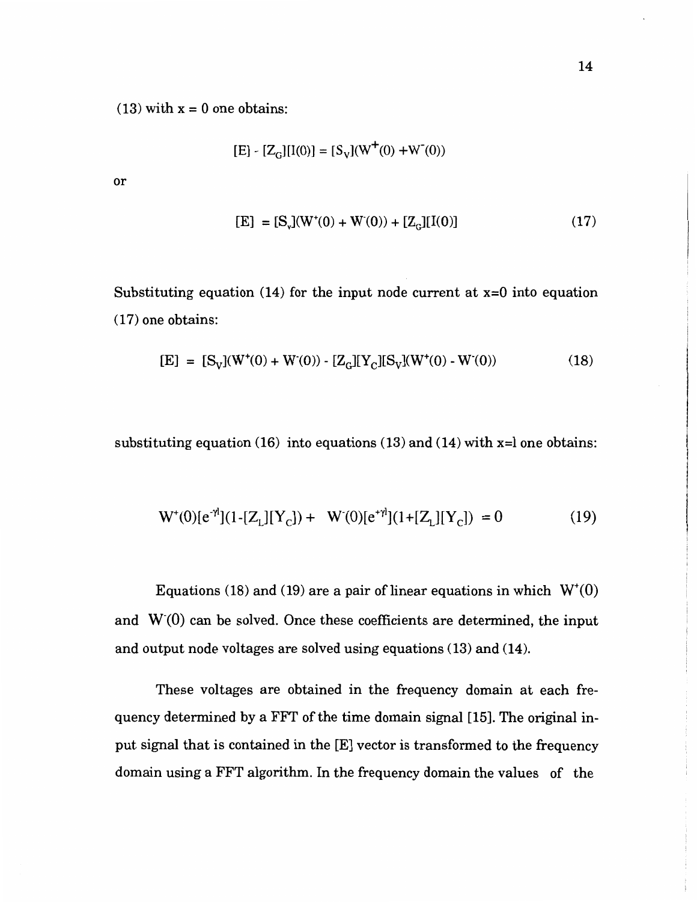(13) with x = 0 one obtains:

$$[E] - [Z_G][I(0)] = [S_V](W^+(0) + W^-(0))$$

or

$$[E] = [S_v](W^+(0) + W^-(0)) + [Z_G][I(0)] \tag{17}$$

Substituting equation (14) for the input node current at x=0 into equation (17) one obtains:

$$[E] = [S_V](W^+(0) + W^-(0)) - [Z_G][Y_C][S_V](W^+(0) - W^-(0)) \tag{18}$$

substituting equation (16) into equations (13) and (14) with x=l one obtains:

$$W^+(0)[e^{-\gamma l}](1-[Z_L][Y_C]) + W^-(0)[e^{+\gamma l}](1+[Z_L][Y_C]) = 0 \tag{19}$$

Equations (18) and (19) are a pair of linear equations in which $W^+(0)$ and $W^-(0)$ can be solved. Once these coefficients are determined, the input and output node voltages are solved using equations (13) and (14).

These voltages are obtained in the frequency domain at each frequency determined by a FFT of the time domain signal [15]. The original input signal that is contained in the [E] vector is transformed to the frequency domain using a FFT algorithm. In the frequency domain the values of the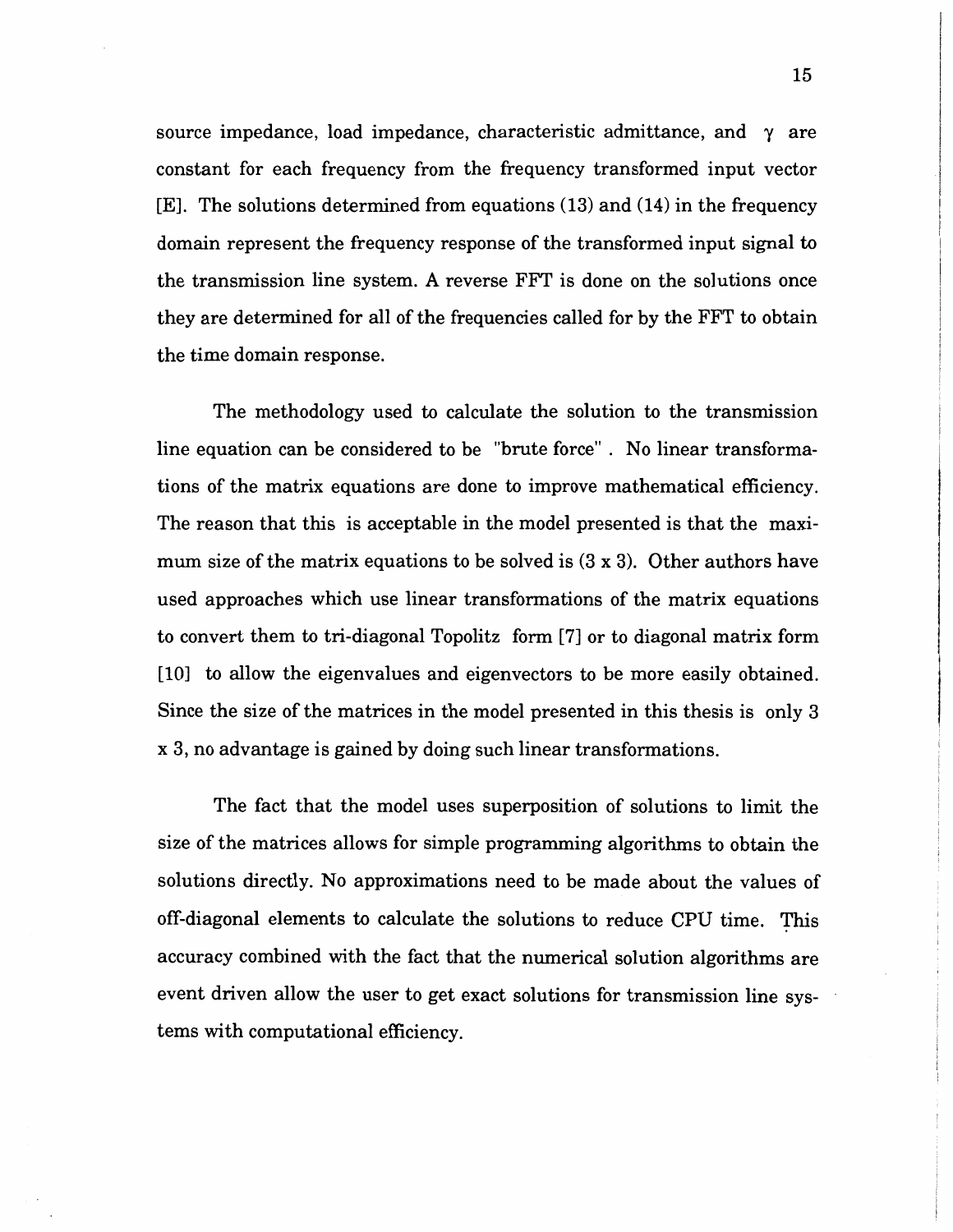source impedance, load impedance, characteristic admittance, and $\gamma$ are constant for each frequency from the frequency transformed input vector [E]. The solutions determined from equations (13) and (14) in the frequency domain represent the frequency response of the transformed input signal to the transmission line system. A reverse FFT is done on the solutions once they are determined for all of the frequencies called for by the FFT to obtain the time domain response.

The methodology used to calculate the solution to the transmission line equation can be considered to be "brute force" . No linear transformations of the matrix equations are done to improve mathematical efficiency. The reason that this is acceptable in the model presented is that the maximum size of the matrix equations to be solved is (3 x 3). Other authors have used approaches which use linear transformations of the matrix equations to convert them to tri-diagonal Topolitz form [7] or to diagonal matrix form [10] to allow the eigenvalues and eigenvectors to be more easily obtained. Since the size of the matrices in the model presented in this thesis is only 3 x 3, no advantage is gained by doing such linear transformations.

The fact that the model uses superposition of solutions to limit the size of the matrices allows for simple programming algorithms to obtain the solutions directly. No approximations need to be made about the values of off-diagonal elements to calculate the solutions to reduce CPU time. This accuracy combined with the fact that the numerical solution algorithms are event driven allow the user to get exact solutions for transmission line systems with computational efficiency.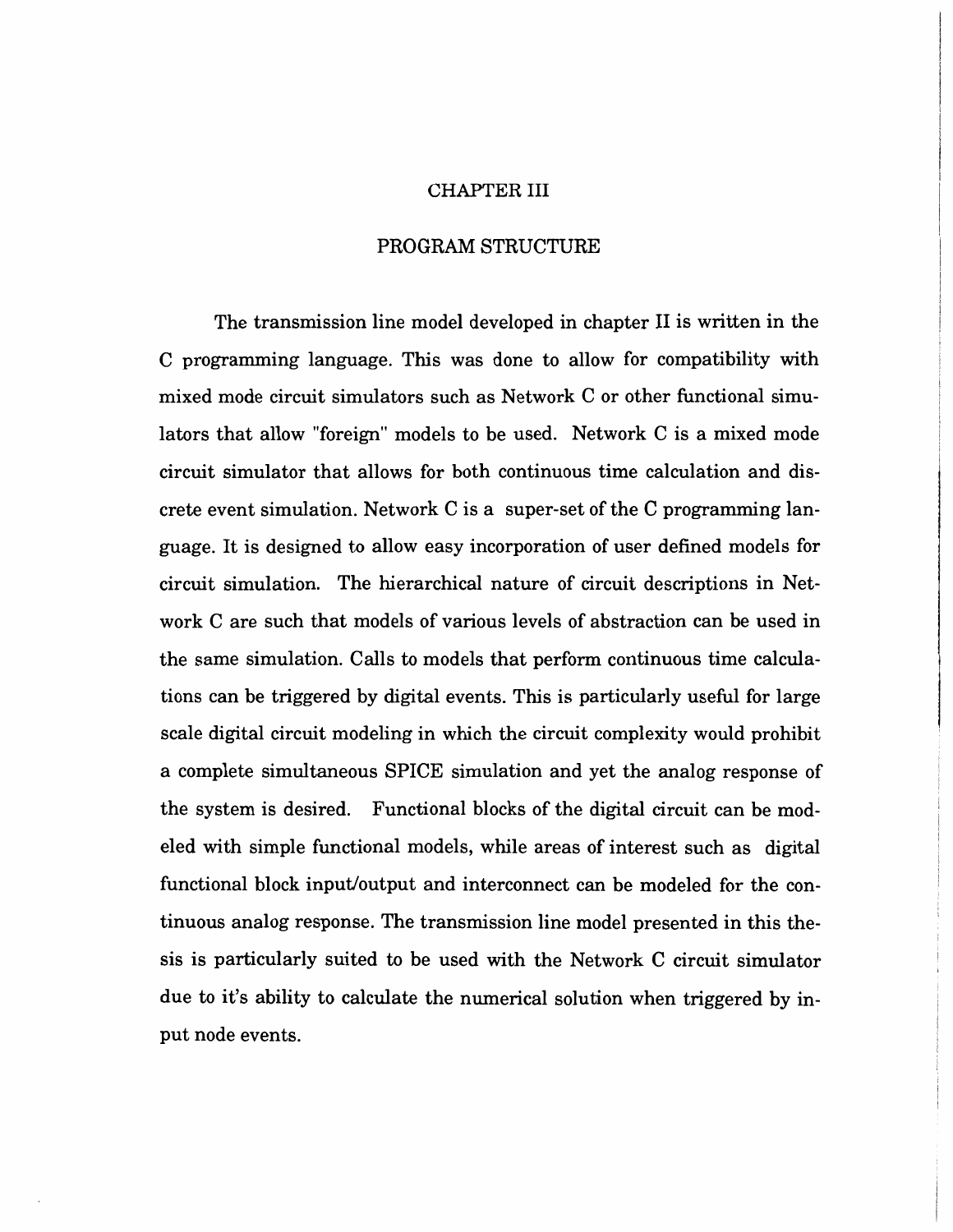# CHAPTER III

## PROGRAM STRUCTURE

The transmission line model developed in chapter II is written in the C programming language. This was done to allow for compatibility with mixed mode circuit simulators such as Network C or other functional simulators that allow "foreign" models to be used. Network C is a mixed mode circuit simulator that allows for both continuous time calculation and discrete event simulation. Network C is a super-set of the C programming language. It is designed to allow easy incorporation of user defined models for circuit simulation. The hierarchical nature of circuit descriptions in Network C are such that models of various levels of abstraction can be used in the same simulation. Calls to models that perform continuous time calculations can be triggered by digital events. This is particularly useful for large scale digital circuit modeling in which the circuit complexity would prohibit a complete simultaneous SPICE simulation and yet the analog response of the system is desired. Functional blocks of the digital circuit can be modeled with simple functional models, while areas of interest such as digital functional block input/output and interconnect can be modeled for the continuous analog response. The transmission line model presented in this thesis is particularly suited to be used with the Network C circuit simulator due to it's ability to calculate the numerical solution when triggered by input node events.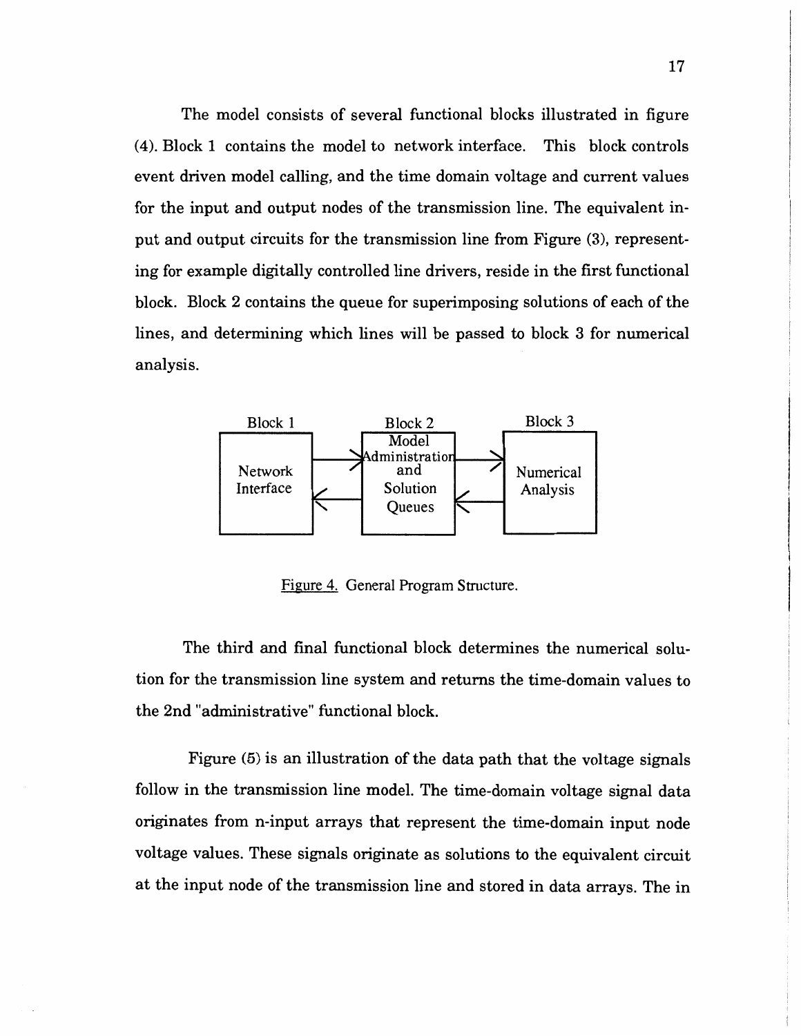The model consists of several functional blocks illustrated in figure (4). Block 1 contains the model to network interface. This block controls event driven model calling, and the time domain voltage and current values for the input and output nodes of the transmission line. The equivalent input and output circuits for the transmission line from Figure (3), representing for example digitally controlled line drivers, reside in the first functional block. Block 2 contains the queue for superimposing solutions of each of the lines, and determining which lines will be passed to block 3 for numerical analysis.

Block 1 — Network Interface ⇄ Block 2 — Model Administration and Solution Queues ⇄ Block 3 — Numerical Analysis

Figure 4. General Program Structure.

The third and final functional block determines the numerical solution for the transmission line system and returns the time-domain values to the 2nd "administrative" functional block.

Figure (5) is an illustration of the data path that the voltage signals follow in the transmission line model. The time-domain voltage signal data originates from n-input arrays that represent the time-domain input node voltage values. These signals originate as solutions to the equivalent circuit at the input node of the transmission line and stored in data arrays. The in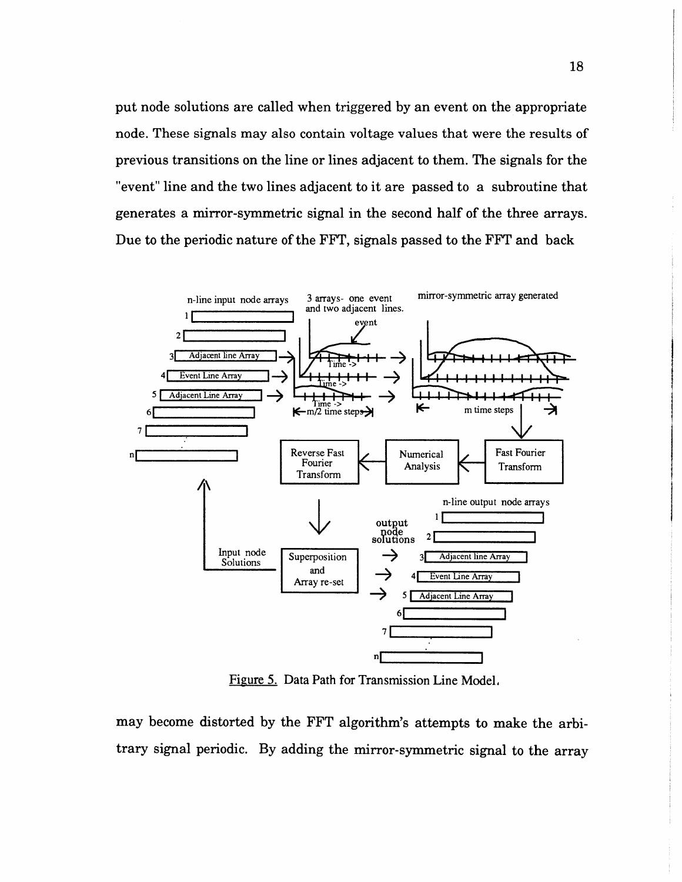put node solutions are called when triggered by an event on the appropriate node. These signals may also contain voltage values that were the results of previous transitions on the line or lines adjacent to them. The signals for the "event" line and the two lines adjacent to it are passed to a subroutine that generates a mirror-symmetric signal in the second half of the three arrays. Due to the periodic nature of the FFT, signals passed to the FFT and back

Figure 5. Data Path for Transmission Line Model.

may become distorted by the FFT algorithm's attempts to make the arbitrary signal periodic. By adding the mirror-symmetric signal to the array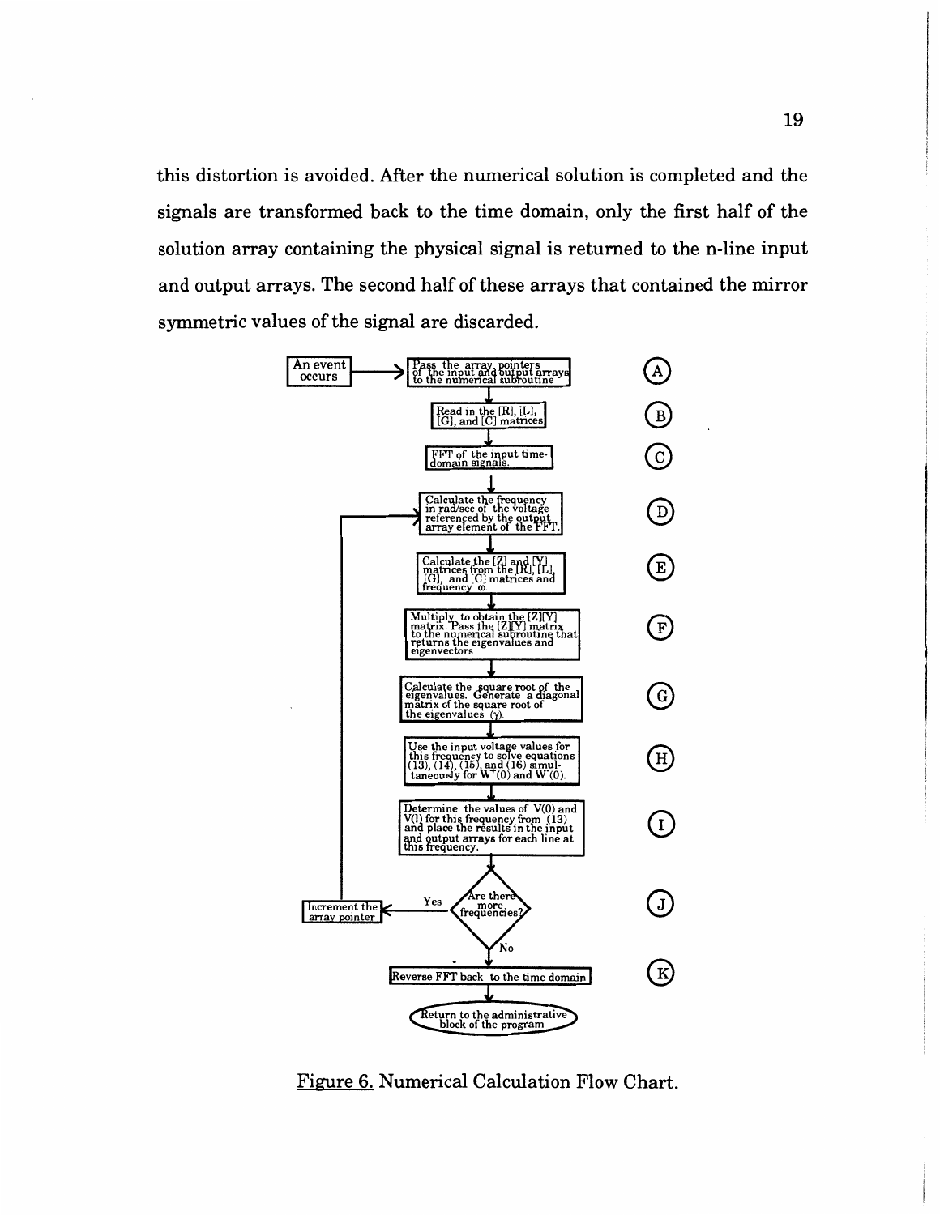this distortion is avoided. After the numerical solution is completed and the signals are transformed back to the time domain, only the first half of the solution array containing the physical signal is returned to the n-line input and output arrays. The second half of these arrays that contained the mirror symmetric values of the signal are discarded.

An event occurs → Pass the array pointers of the input and output arrays to the numerical subroutine (A)

Read in the [R], [L], [G], and [C] matrices (B)

FFT of the input time-domain signals. (C)

Calculate the frequency in rad/sec of the voltage referenced by the output array element of the FFT. (D)

Calculate the [Z] and [Y] matrices from the [R], [L], [G], and [C] matrices and frequency ω. (E)

Multiply to obtain the [Z][Y] matrix. Pass the [Z][Y] matrix to the numerical subroutine that returns the eigenvalues and eigenvectors (F)

Calculate the square root of the eigenvalues. Generate a diagonal matrix of the square root of the eigenvalues (γ). (G)

Use the input voltage values for this frequency to solve equations (13), (14), (15), and (16) simultaneously for $W^+(0)$ and $W^-(0)$. (H)

Determine the values of V(0) and V(l) for this frequency from (13) and place the results in the input and output arrays for each line at this frequency. (I)

Are there more frequencies? (J) — Yes → Increment the array pointer (return to D); No ↓

Reverse FFT back to the time domain (K)

Return to the administrative block of the program

Figure 6. Numerical Calculation Flow Chart.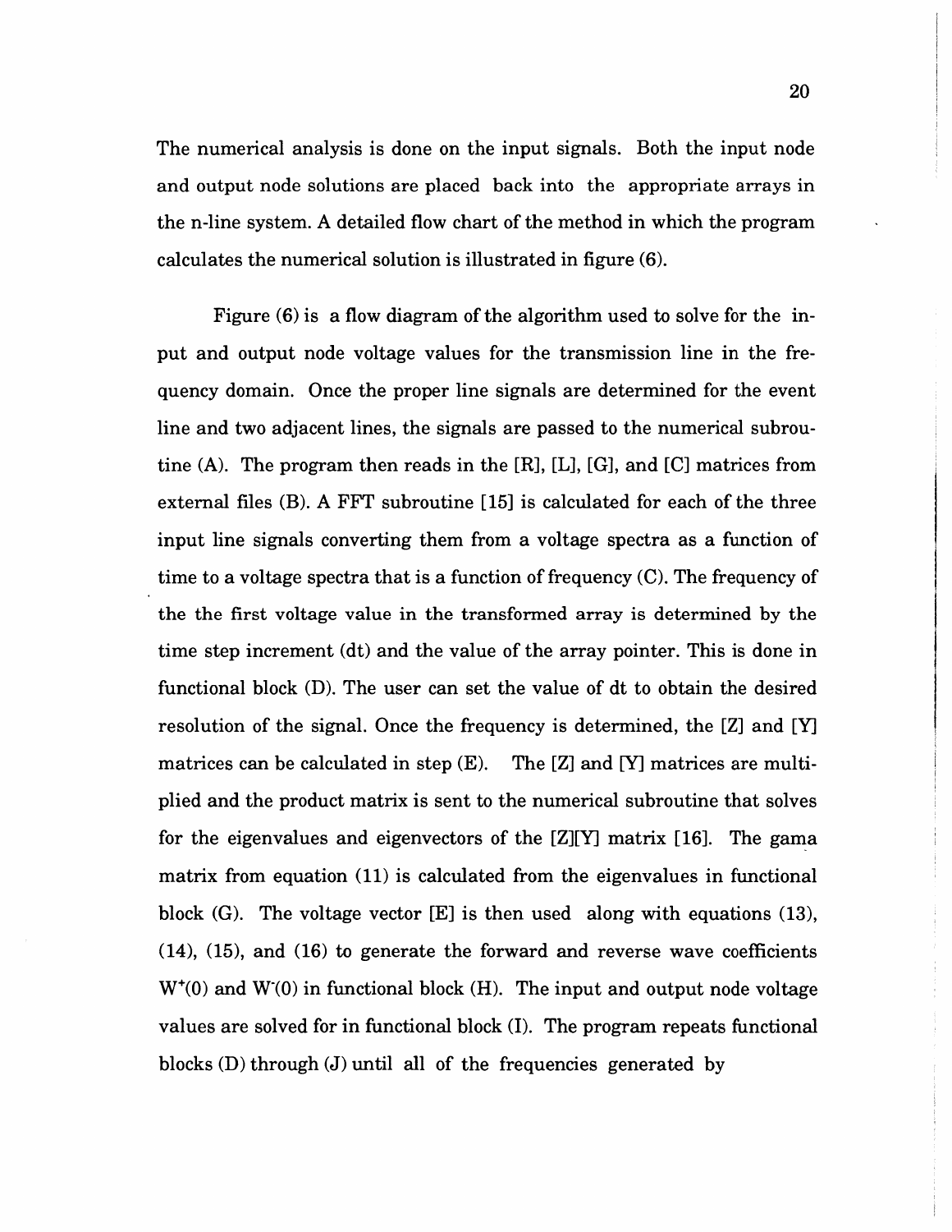The numerical analysis is done on the input signals. Both the input node and output node solutions are placed back into the appropriate arrays in the n-line system. A detailed flow chart of the method in which the program calculates the numerical solution is illustrated in figure (6).

Figure (6) is a flow diagram of the algorithm used to solve for the input and output node voltage values for the transmission line in the frequency domain. Once the proper line signals are determined for the event line and two adjacent lines, the signals are passed to the numerical subroutine (A). The program then reads in the [R], [L], [G], and [C] matrices from external files (B). A FFT subroutine [15] is calculated for each of the three input line signals converting them from a voltage spectra as a function of time to a voltage spectra that is a function of frequency (C). The frequency of the the first voltage value in the transformed array is determined by the time step increment (dt) and the value of the array pointer. This is done in functional block (D). The user can set the value of dt to obtain the desired resolution of the signal. Once the frequency is determined, the [Z] and [Y] matrices can be calculated in step (E). The [Z] and [Y] matrices are multiplied and the product matrix is sent to the numerical subroutine that solves for the eigenvalues and eigenvectors of the [Z][Y] matrix [16]. The gama matrix from equation (11) is calculated from the eigenvalues in functional block (G). The voltage vector [E] is then used along with equations (13), (14), (15), and (16) to generate the forward and reverse wave coefficients $W^{+}(0)$ and $W^{-}(0)$ in functional block (H). The input and output node voltage values are solved for in functional block (I). The program repeats functional blocks (D) through (J) until all of the frequencies generated by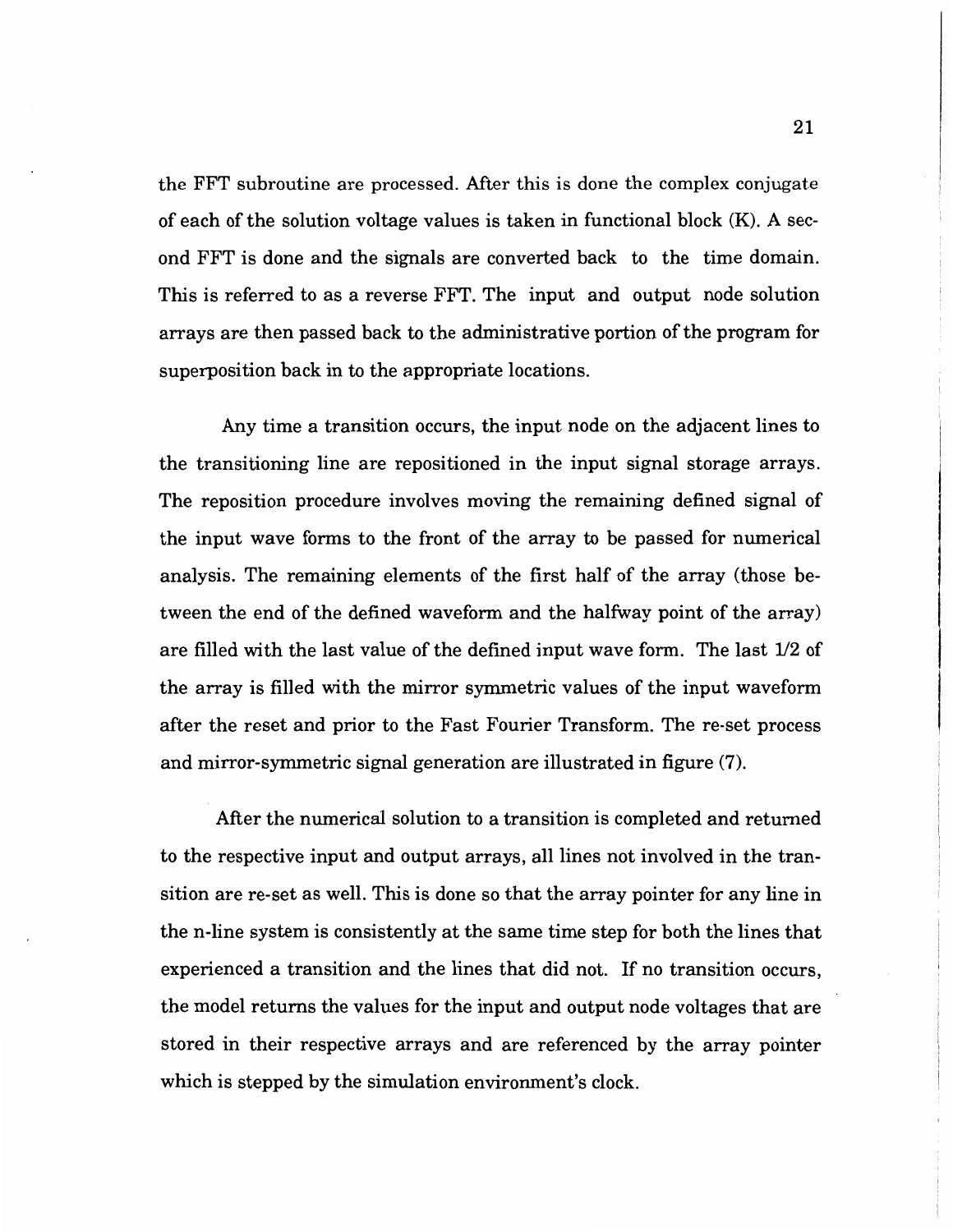the FFT subroutine are processed. After this is done the complex conjugate of each of the solution voltage values is taken in functional block (K). A second FFT is done and the signals are converted back to the time domain. This is referred to as a reverse FFT. The input and output node solution arrays are then passed back to the administrative portion of the program for superposition back in to the appropriate locations.

Any time a transition occurs, the input node on the adjacent lines to the transitioning line are repositioned in the input signal storage arrays. The reposition procedure involves moving the remaining defined signal of the input wave forms to the front of the array to be passed for numerical analysis. The remaining elements of the first half of the array (those between the end of the defined waveform and the halfway point of the array) are filled with the last value of the defined input wave form. The last 1/2 of the array is filled with the mirror symmetric values of the input waveform after the reset and prior to the Fast Fourier Transform. The re-set process and mirror-symmetric signal generation are illustrated in figure (7).

After the numerical solution to a transition is completed and returned to the respective input and output arrays, all lines not involved in the transition are re-set as well. This is done so that the array pointer for any line in the n-line system is consistently at the same time step for both the lines that experienced a transition and the lines that did not. If no transition occurs, the model returns the values for the input and output node voltages that are stored in their respective arrays and are referenced by the array pointer which is stepped by the simulation environment's clock.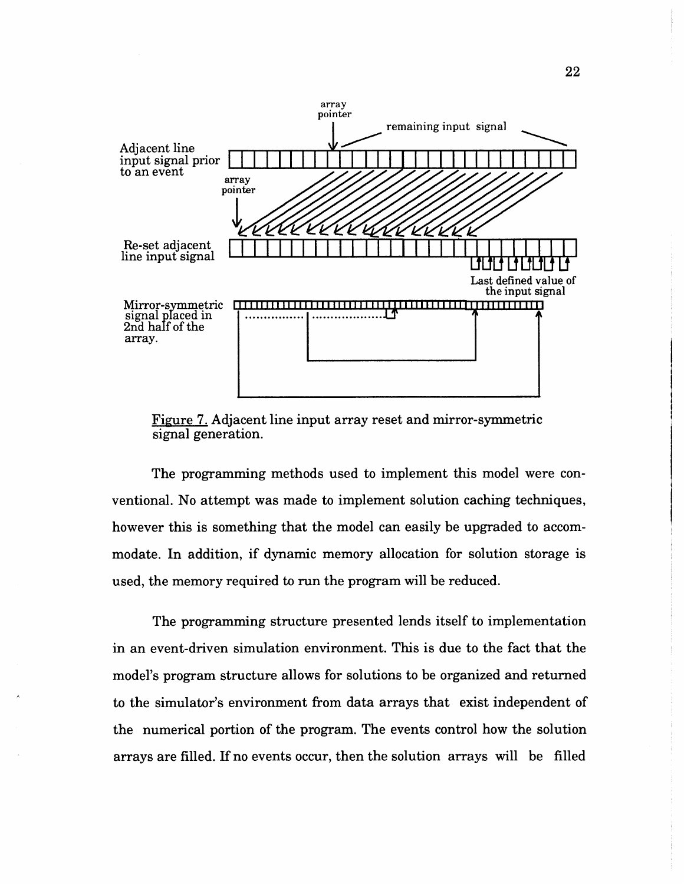Figure 7. Adjacent line input array reset and mirror-symmetric signal generation.

The programming methods used to implement this model were conventional. No attempt was made to implement solution caching techniques, however this is something that the model can easily be upgraded to accommodate. In addition, if dynamic memory allocation for solution storage is used, the memory required to run the program will be reduced.

The programming structure presented lends itself to implementation in an event-driven simulation environment. This is due to the fact that the model's program structure allows for solutions to be organized and returned to the simulator's environment from data arrays that exist independent of the numerical portion of the program. The events control how the solution arrays are filled. If no events occur, then the solution arrays will be filled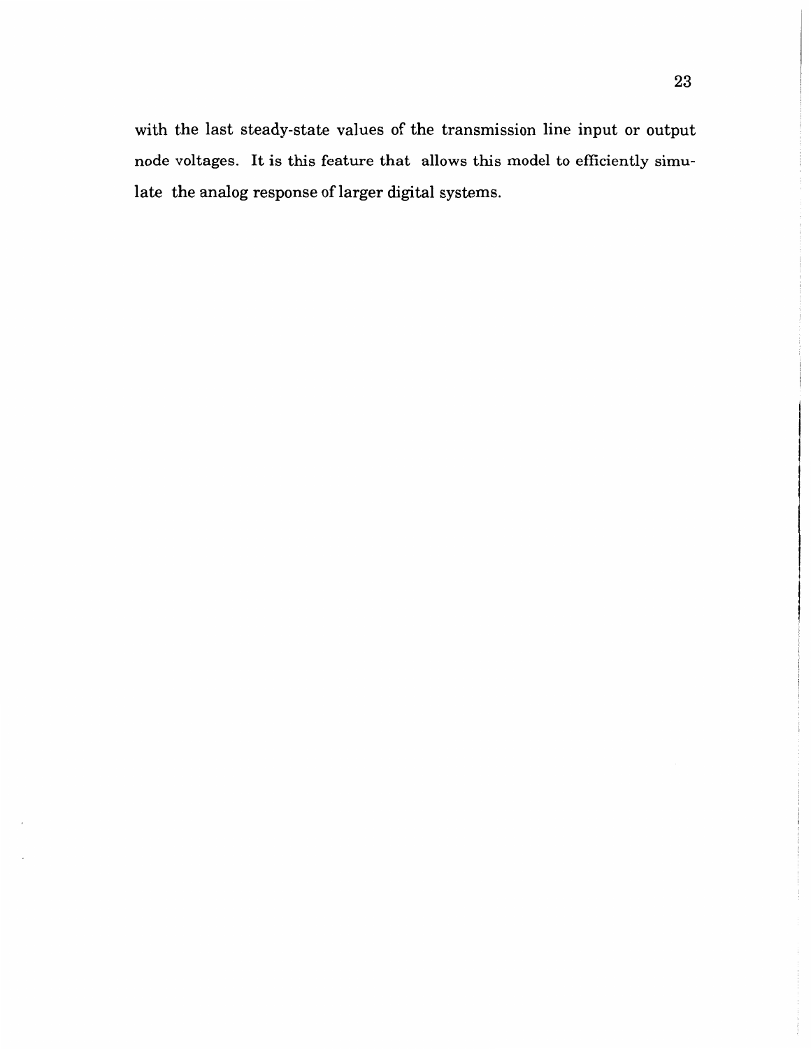with the last steady-state values of the transmission line input or output node voltages. It is this feature that allows this model to efficiently simulate the analog response of larger digital systems.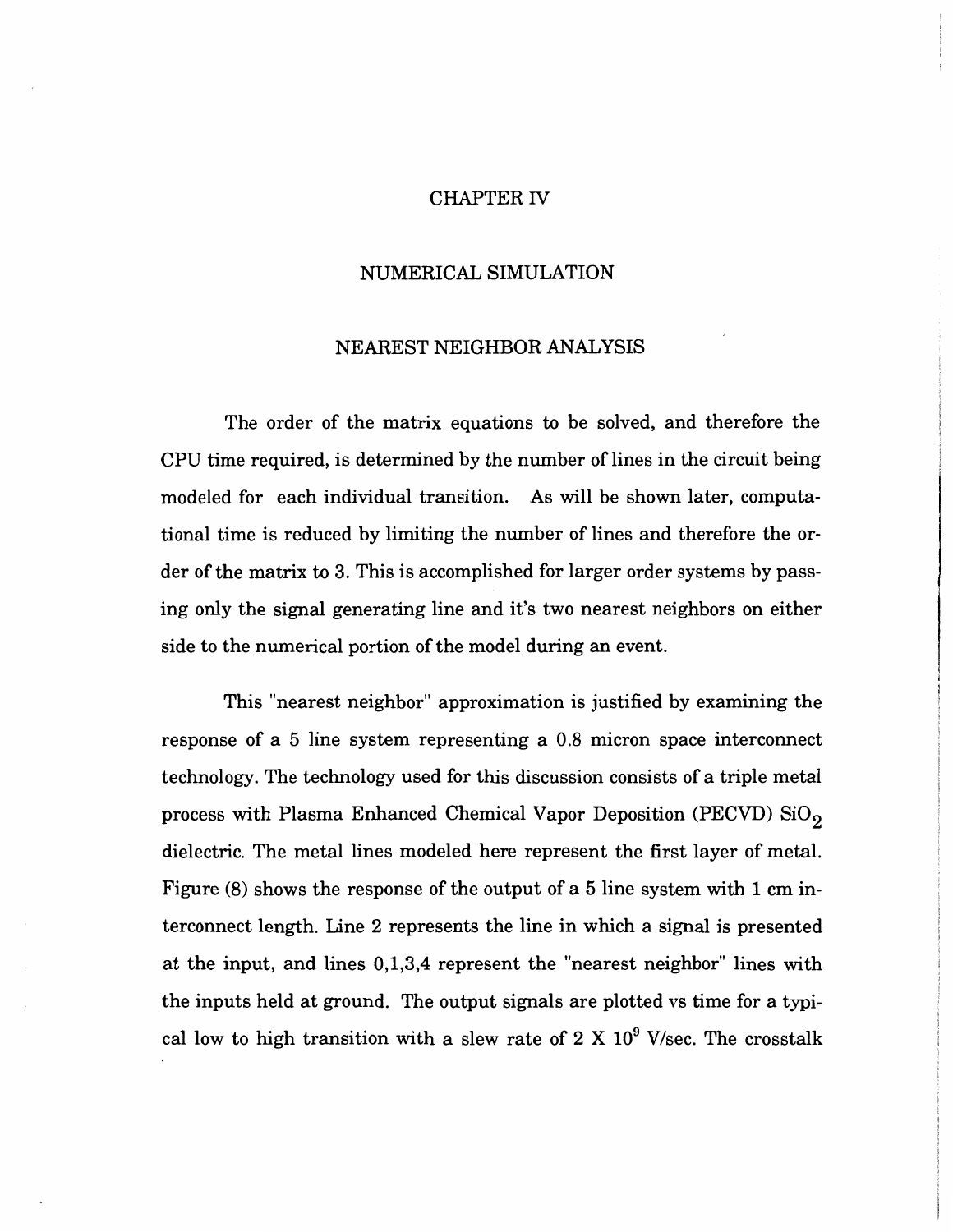# CHAPTER IV

# NUMERICAL SIMULATION

## NEAREST NEIGHBOR ANALYSIS

The order of the matrix equations to be solved, and therefore the CPU time required, is determined by the number of lines in the circuit being modeled for each individual transition. As will be shown later, computational time is reduced by limiting the number of lines and therefore the order of the matrix to 3. This is accomplished for larger order systems by passing only the signal generating line and it's two nearest neighbors on either side to the numerical portion of the model during an event.

This "nearest neighbor" approximation is justified by examining the response of a 5 line system representing a 0.8 micron space interconnect technology. The technology used for this discussion consists of a triple metal process with Plasma Enhanced Chemical Vapor Deposition (PECVD) $SiO_2$ dielectric. The metal lines modeled here represent the first layer of metal. Figure (8) shows the response of the output of a 5 line system with 1 cm interconnect length. Line 2 represents the line in which a signal is presented at the input, and lines 0,1,3,4 represent the "nearest neighbor" lines with the inputs held at ground. The output signals are plotted vs time for a typical low to high transition with a slew rate of $2 \times 10^9$ V/sec. The crosstalk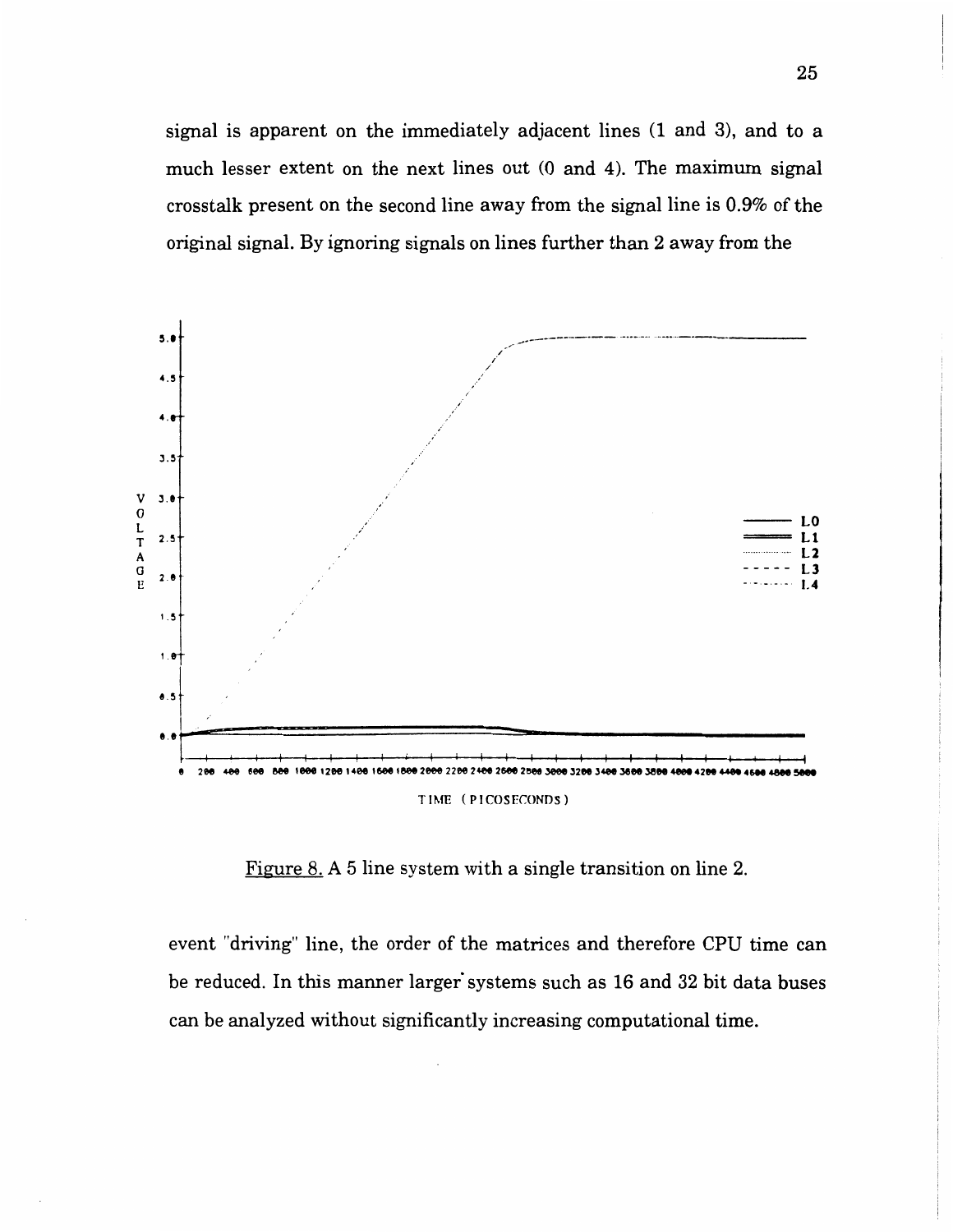signal is apparent on the immediately adjacent lines (1 and 3), and to a much lesser extent on the next lines out (0 and 4). The maximum signal crosstalk present on the second line away from the signal line is 0.9% of the original signal. By ignoring signals on lines further than 2 away from the

Figure 8. A 5 line system with a single transition on line 2.

event "driving" line, the order of the matrices and therefore CPU time can be reduced. In this manner larger systems such as 16 and 32 bit data buses can be analyzed without significantly increasing computational time.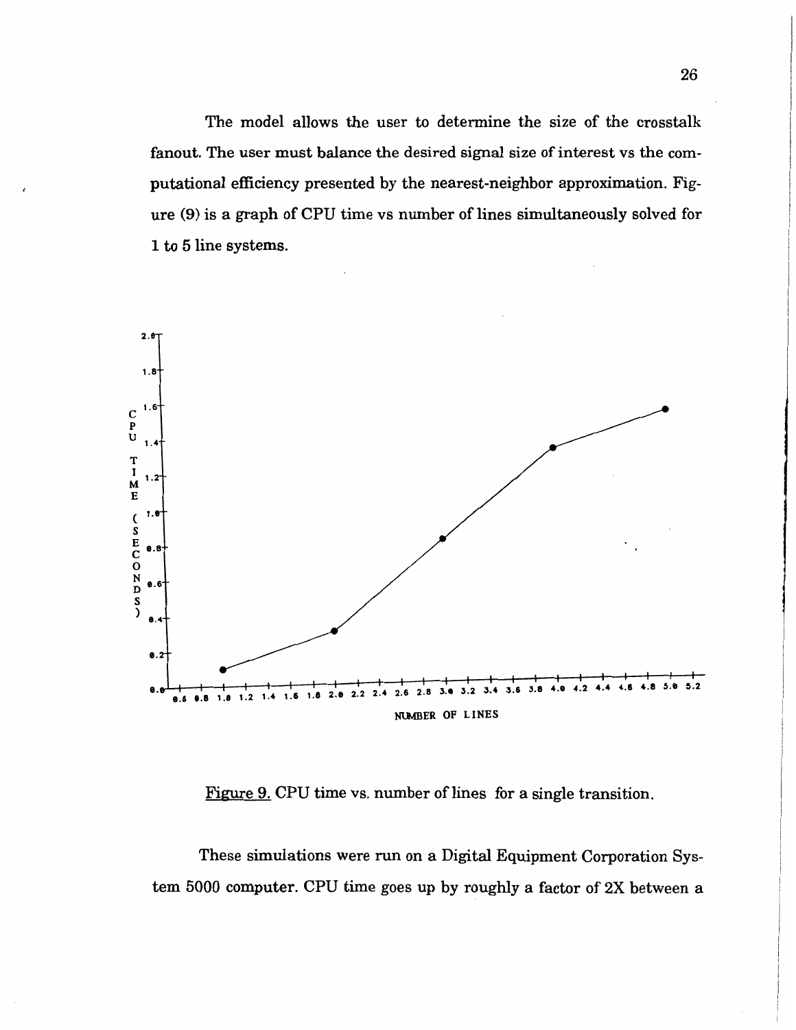The model allows the user to determine the size of the crosstalk fanout. The user must balance the desired signal size of interest vs the computational efficiency presented by the nearest-neighbor approximation. Figure (9) is a graph of CPU time vs number of lines simultaneously solved for 1 to 5 line systems.

Figure 9. CPU time vs. number of lines for a single transition.

These simulations were run on a Digital Equipment Corporation System 5000 computer. CPU time goes up by roughly a factor of 2X between a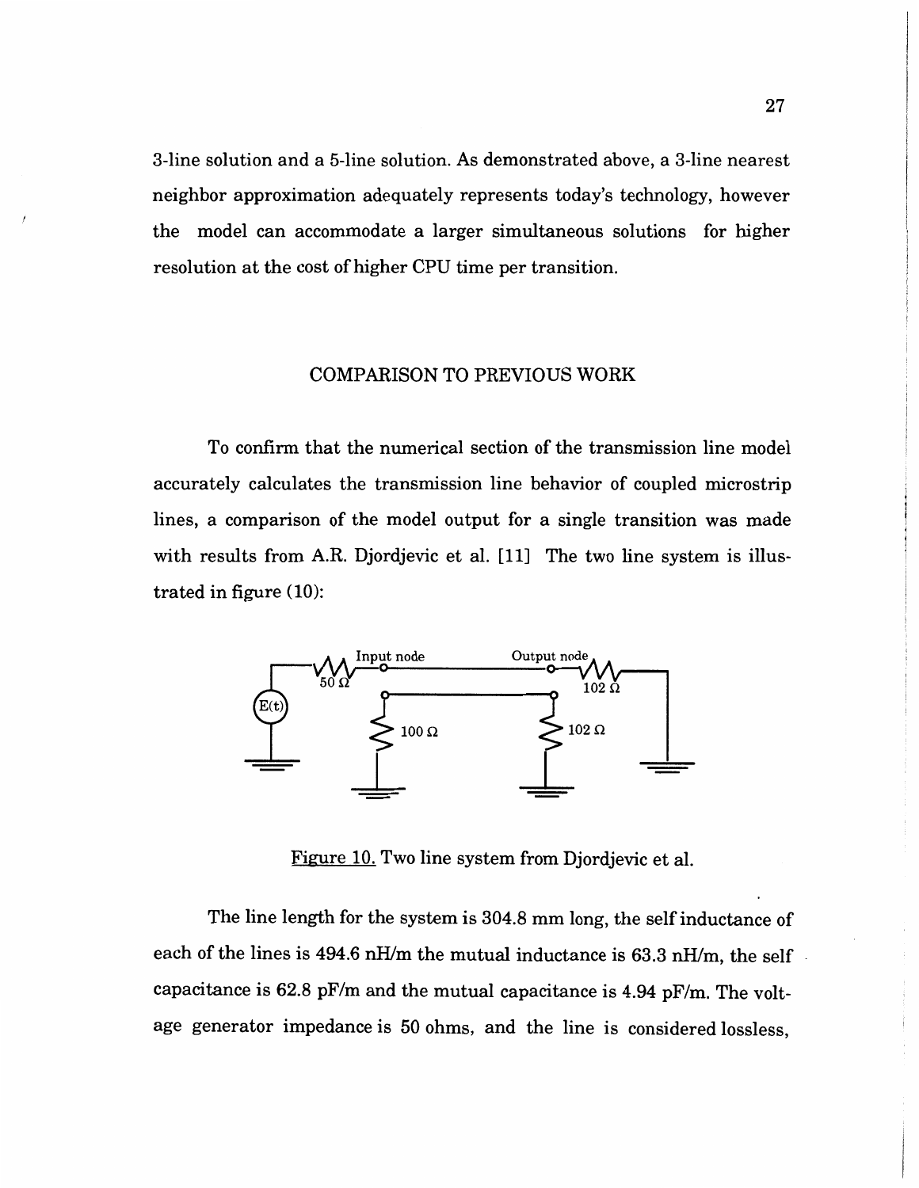3-line solution and a 5-line solution. As demonstrated above, a 3-line nearest neighbor approximation adequately represents today's technology, however the model can accommodate a larger simultaneous solutions for higher resolution at the cost of higher CPU time per transition.

## COMPARISON TO PREVIOUS WORK

To confirm that the numerical section of the transmission line model accurately calculates the transmission line behavior of coupled microstrip lines, a comparison of the model output for a single transition was made with results from A.R. Djordjevic et al. [11] The two line system is illustrated in figure (10):

Figure 10. Two line system from Djordjevic et al.

The line length for the system is 304.8 mm long, the self inductance of each of the lines is 494.6 nH/m the mutual inductance is 63.3 nH/m, the self capacitance is 62.8 pF/m and the mutual capacitance is 4.94 pF/m. The voltage generator impedance is 50 ohms, and the line is considered lossless,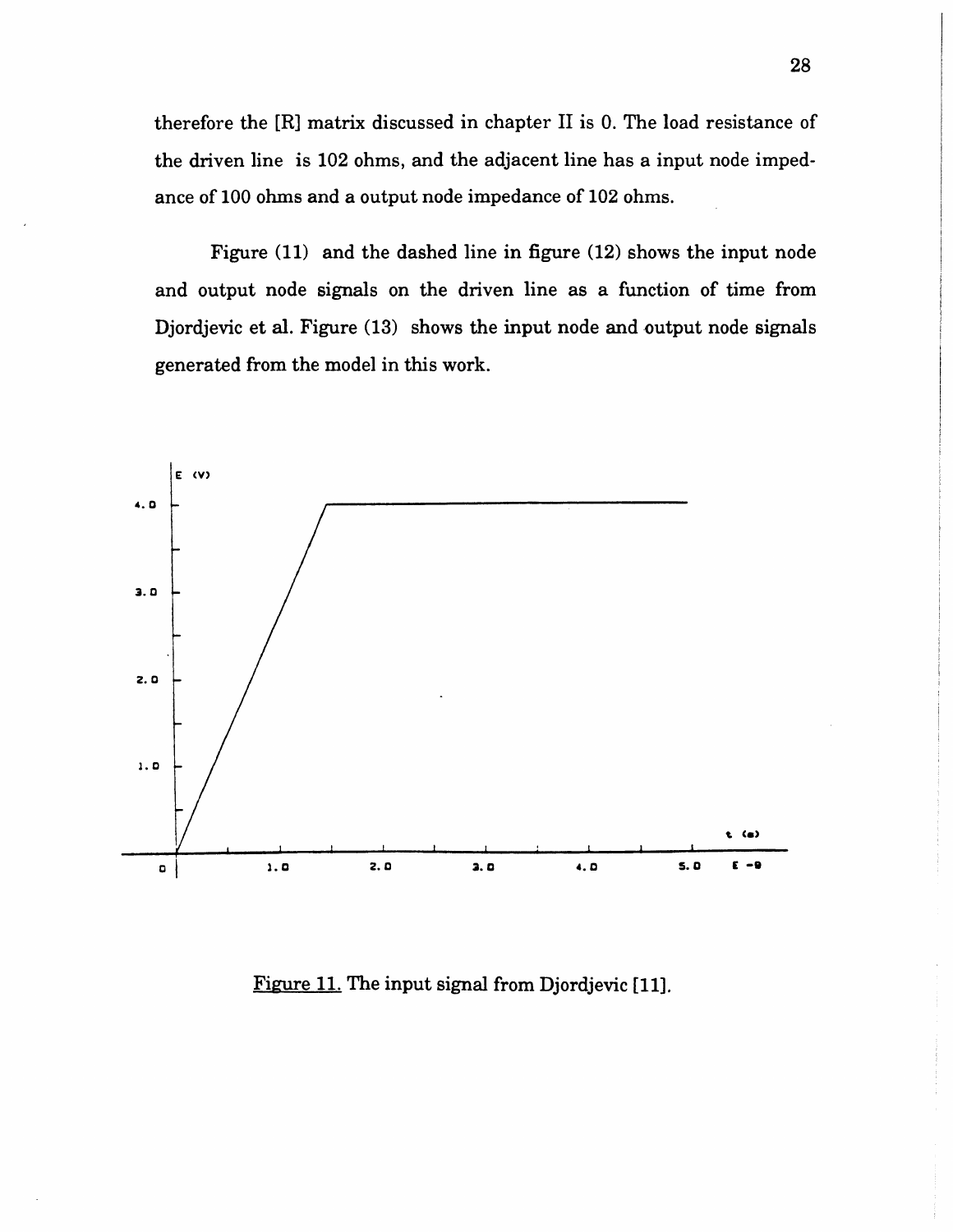therefore the [R] matrix discussed in chapter II is 0. The load resistance of the driven line is 102 ohms, and the adjacent line has a input node impedance of 100 ohms and a output node impedance of 102 ohms.

Figure (11) and the dashed line in figure (12) shows the input node and output node signals on the driven line as a function of time from Djordjevic et al. Figure (13) shows the input node and output node signals generated from the model in this work.

Figure 11. The input signal from Djordjevic [11].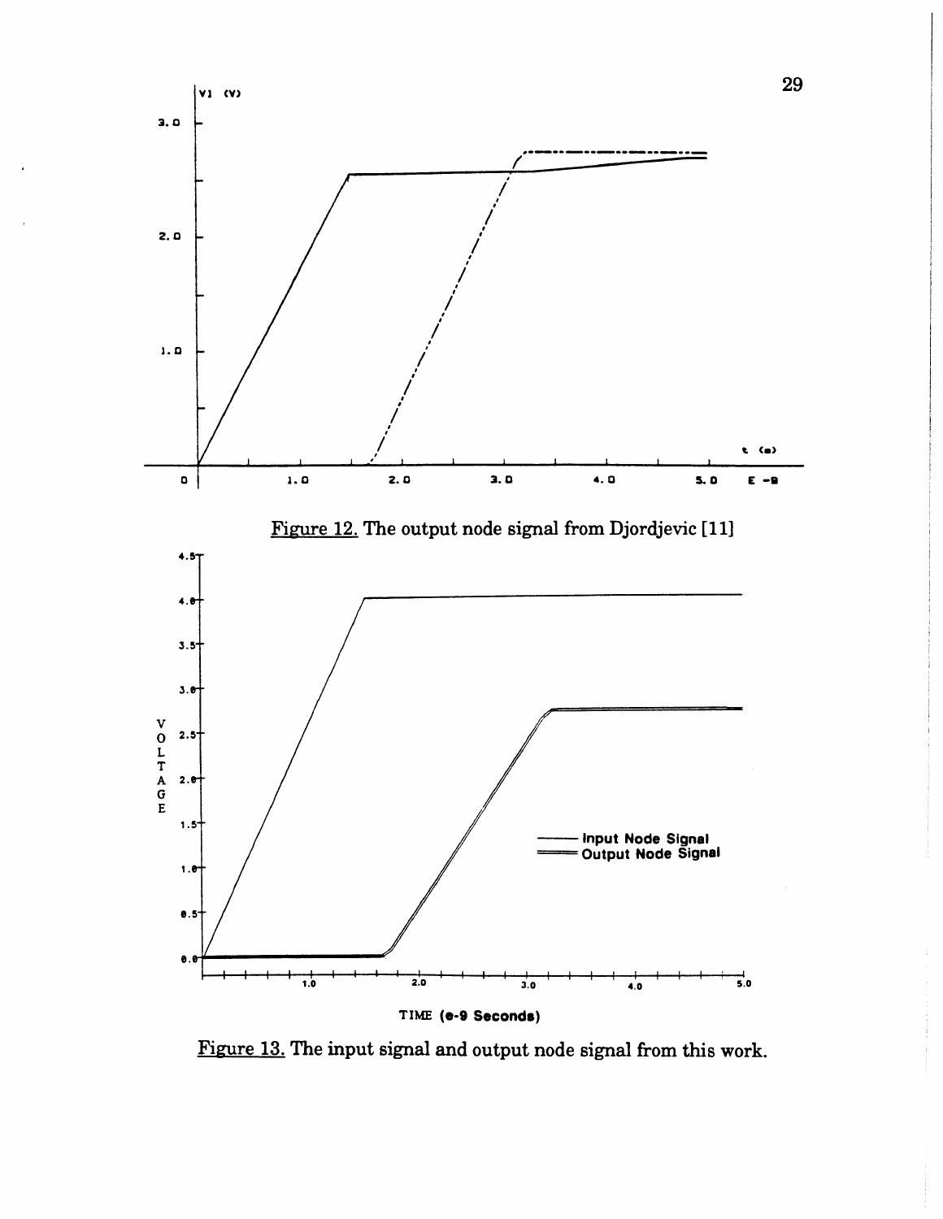Figure 12. The output node signal from Djordjevic [11]

Figure 13. The input signal and output node signal from this work.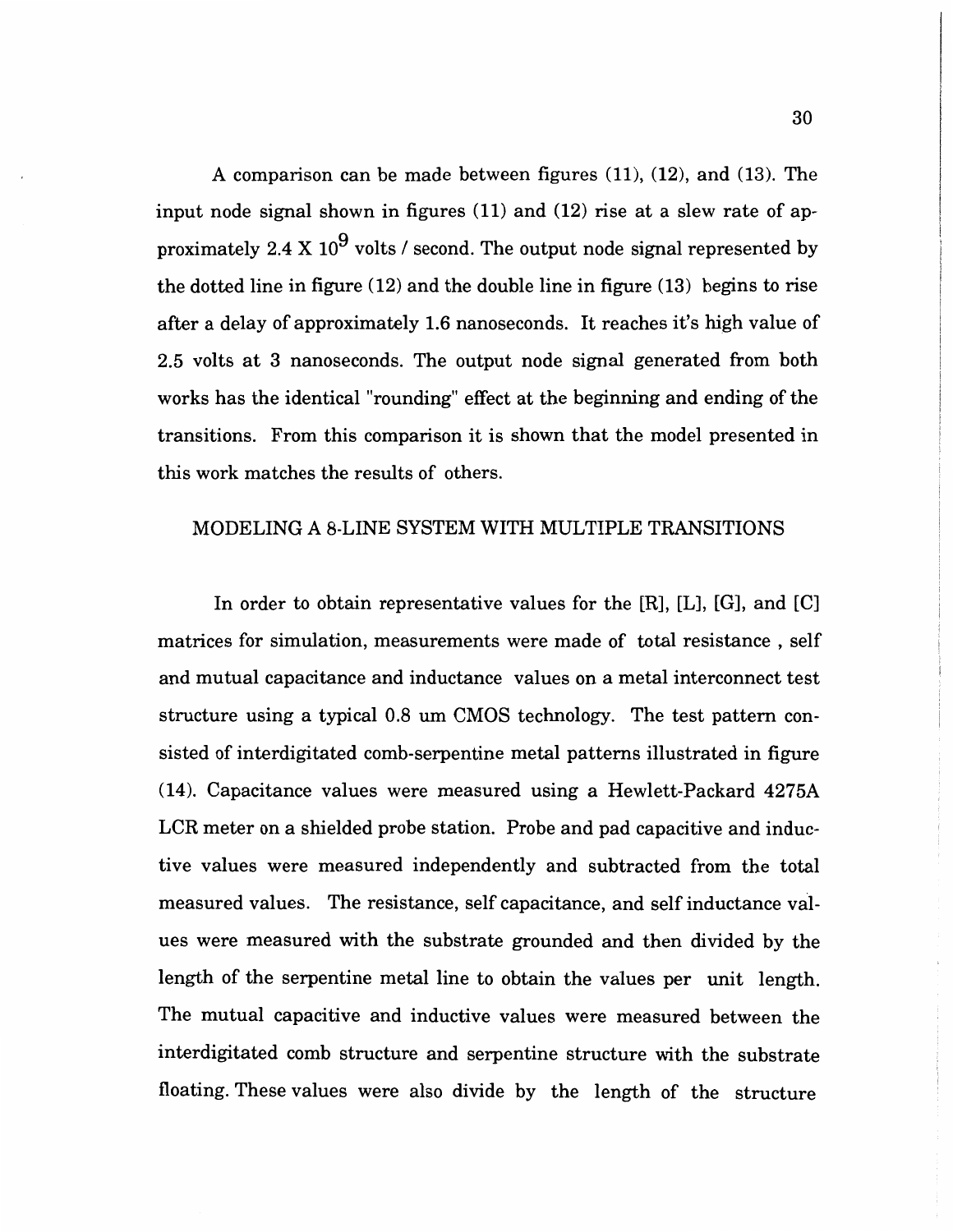A comparison can be made between figures (11), (12), and (13). The input node signal shown in figures (11) and (12) rise at a slew rate of approximately 2.4 X $10^9$ volts / second. The output node signal represented by the dotted line in figure (12) and the double line in figure (13) begins to rise after a delay of approximately 1.6 nanoseconds. It reaches it's high value of 2.5 volts at 3 nanoseconds. The output node signal generated from both works has the identical "rounding" effect at the beginning and ending of the transitions. From this comparison it is shown that the model presented in this work matches the results of others.

## MODELING A 8-LINE SYSTEM WITH MULTIPLE TRANSITIONS

In order to obtain representative values for the [R], [L], [G], and [C] matrices for simulation, measurements were made of total resistance , self and mutual capacitance and inductance values on a metal interconnect test structure using a typical 0.8 um CMOS technology. The test pattern consisted of interdigitated comb-serpentine metal patterns illustrated in figure (14). Capacitance values were measured using a Hewlett-Packard 4275A LCR meter on a shielded probe station. Probe and pad capacitive and inductive values were measured independently and subtracted from the total measured values. The resistance, self capacitance, and self inductance values were measured with the substrate grounded and then divided by the length of the serpentine metal line to obtain the values per unit length. The mutual capacitive and inductive values were measured between the interdigitated comb structure and serpentine structure with the substrate floating. These values were also divide by the length of the structure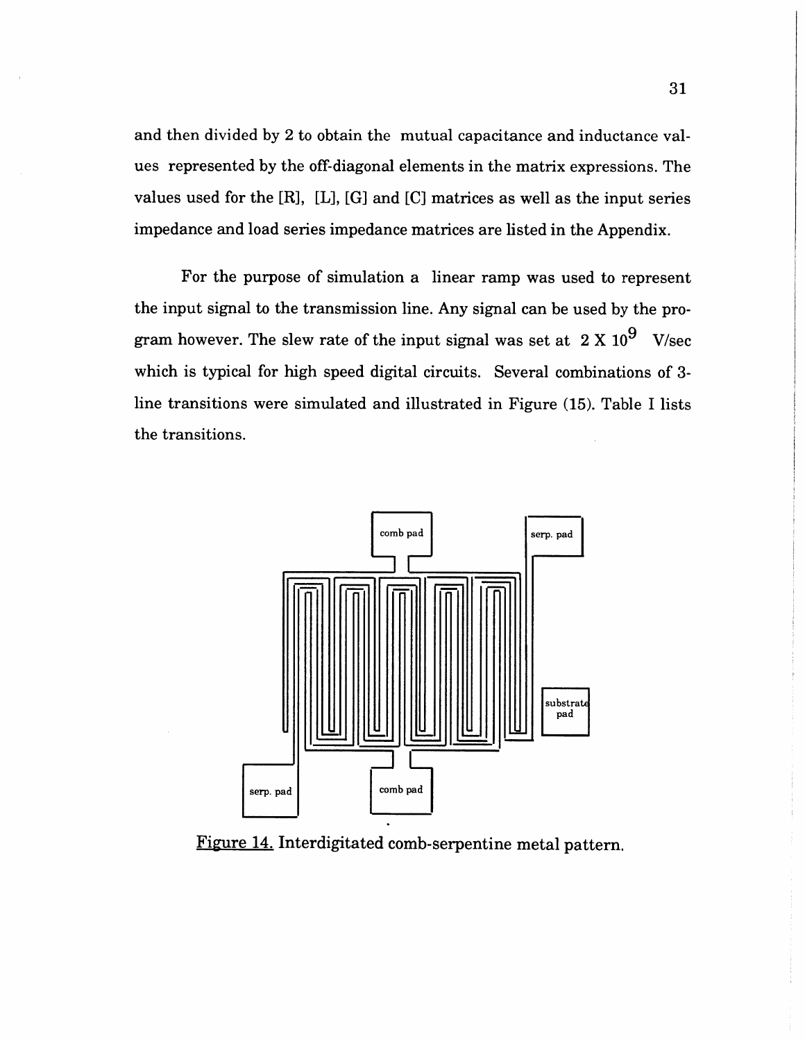and then divided by 2 to obtain the mutual capacitance and inductance values represented by the off-diagonal elements in the matrix expressions. The values used for the [R], [L], [G] and [C] matrices as well as the input series impedance and load series impedance matrices are listed in the Appendix.

For the purpose of simulation a linear ramp was used to represent the input signal to the transmission line. Any signal can be used by the program however. The slew rate of the input signal was set at $2 \times 10^9$ V/sec which is typical for high speed digital circuits. Several combinations of 3-line transitions were simulated and illustrated in Figure (15). Table I lists the transitions.

Figure 14. Interdigitated comb-serpentine metal pattern.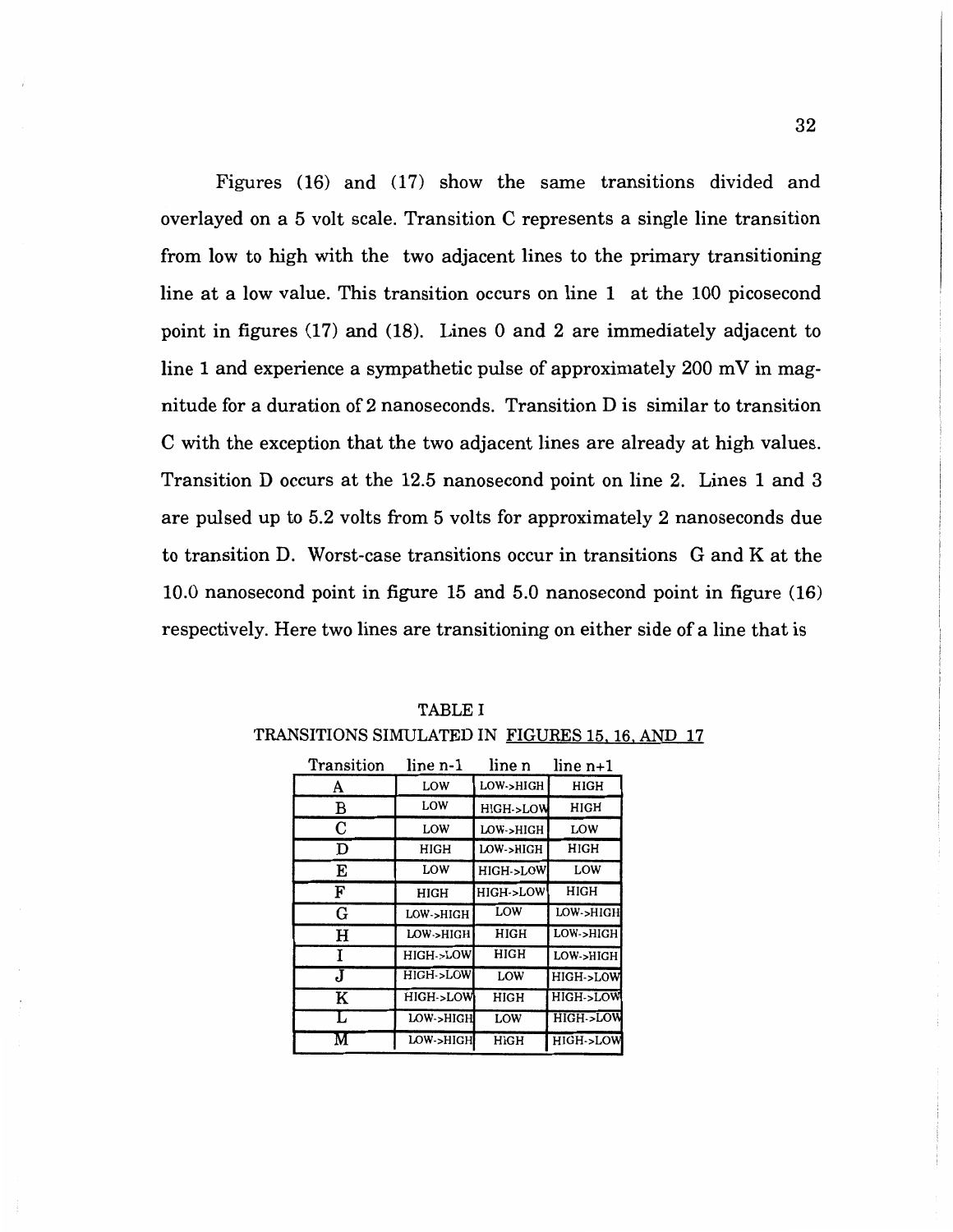Figures (16) and (17) show the same transitions divided and overlayed on a 5 volt scale. Transition C represents a single line transition from low to high with the two adjacent lines to the primary transitioning line at a low value. This transition occurs on line 1 at the 100 picosecond point in figures (17) and (18). Lines 0 and 2 are immediately adjacent to line 1 and experience a sympathetic pulse of approximately 200 mV in magnitude for a duration of 2 nanoseconds. Transition D is similar to transition C with the exception that the two adjacent lines are already at high values. Transition D occurs at the 12.5 nanosecond point on line 2. Lines 1 and 3 are pulsed up to 5.2 volts from 5 volts for approximately 2 nanoseconds due to transition D. Worst-case transitions occur in transitions G and K at the 10.0 nanosecond point in figure 15 and 5.0 nanosecond point in figure (16) respectively. Here two lines are transitioning on either side of a line that is

TABLE I

TRANSITIONS SIMULATED IN FIGURES 15, 16, AND 17

| Transition | line n-1 | line n | line n+1 |
|---|---|---|---|
| A | LOW | LOW->HIGH | HIGH |
| B | LOW | HIGH->LOW | HIGH |
| C | LOW | LOW->HIGH | LOW |
| D | HIGH | LOW->HIGH | HIGH |
| E | LOW | HIGH->LOW | LOW |
| F | HIGH | HIGH->LOW | HIGH |
| G | LOW->HIGH | LOW | LOW->HIGH |
| H | LOW->HIGH | HIGH | LOW->HIGH |
| I | HIGH->LOW | HIGH | LOW->HIGH |
| J | HIGH->LOW | LOW | HIGH->LOW |
| K | HIGH->LOW | HIGH | HIGH->LOW |
| L | LOW->HIGH | LOW | HIGH->LOW |
| M | LOW->HIGH | HIGH | HIGH->LOW |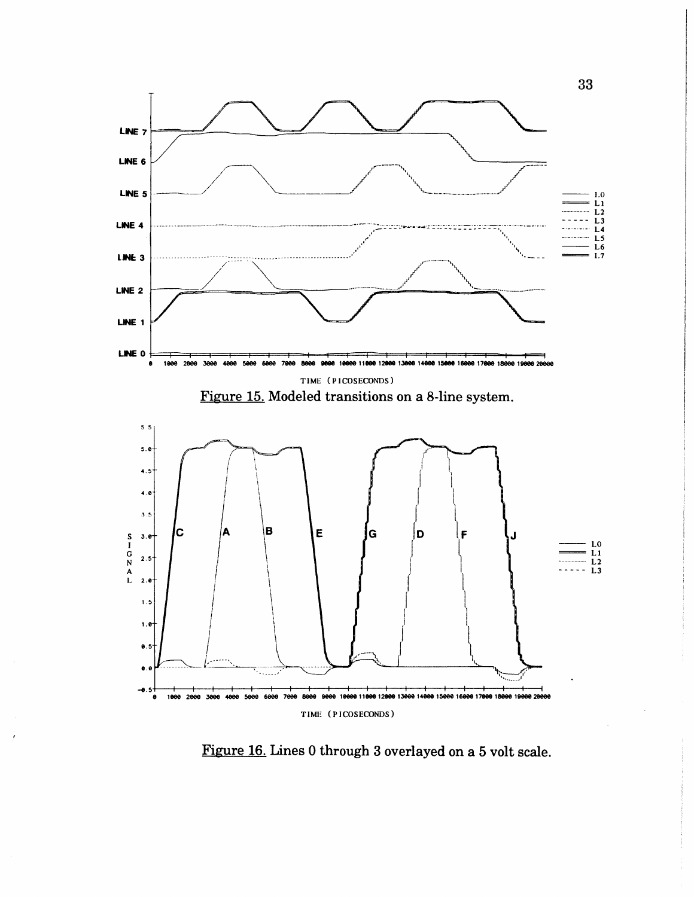Figure 15. Modeled transitions on a 8-line system.

Figure 16. Lines 0 through 3 overlayed on a 5 volt scale.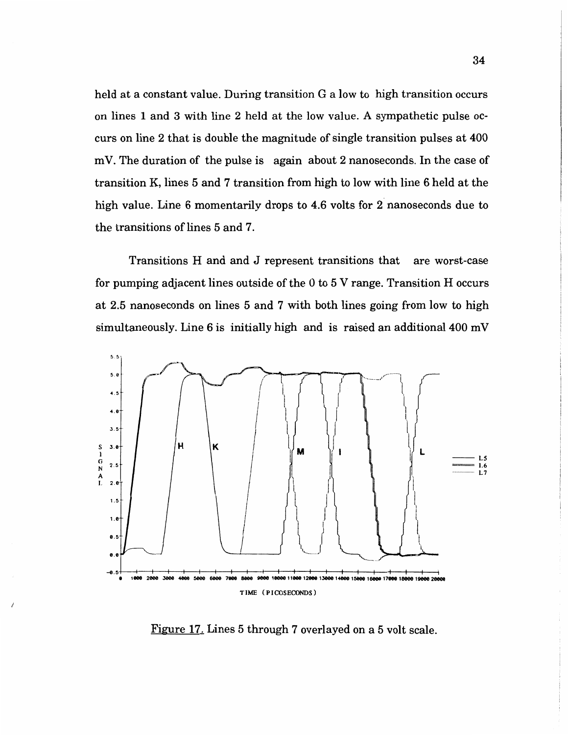held at a constant value. During transition G a low to high transition occurs on lines 1 and 3 with line 2 held at the low value. A sympathetic pulse occurs on line 2 that is double the magnitude of single transition pulses at 400 mV. The duration of the pulse is again about 2 nanoseconds. In the case of transition K, lines 5 and 7 transition from high to low with line 6 held at the high value. Line 6 momentarily drops to 4.6 volts for 2 nanoseconds due to the transitions of lines 5 and 7.

Transitions H and and J represent transitions that are worst-case for pumping adjacent lines outside of the 0 to 5 V range. Transition H occurs at 2.5 nanoseconds on lines 5 and 7 with both lines going from low to high simultaneously. Line 6 is initially high and is raised an additional 400 mV

Figure 17. Lines 5 through 7 overlayed on a 5 volt scale.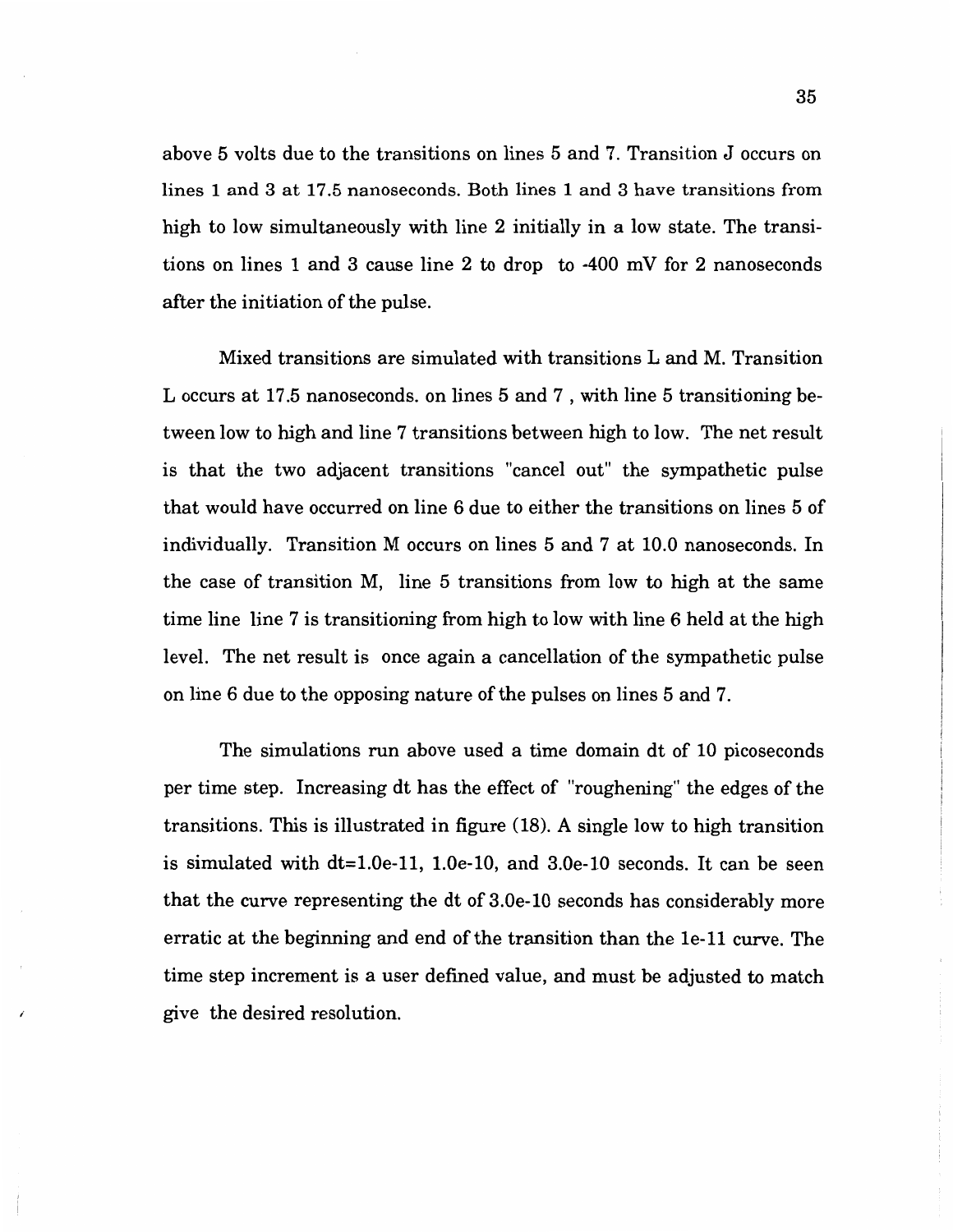above 5 volts due to the transitions on lines 5 and 7. Transition J occurs on lines 1 and 3 at 17.5 nanoseconds. Both lines 1 and 3 have transitions from high to low simultaneously with line 2 initially in a low state. The transitions on lines 1 and 3 cause line 2 to drop to -400 mV for 2 nanoseconds after the initiation of the pulse.

Mixed transitions are simulated with transitions L and M. Transition L occurs at 17.5 nanoseconds. on lines 5 and 7 , with line 5 transitioning between low to high and line 7 transitions between high to low. The net result is that the two adjacent transitions "cancel out" the sympathetic pulse that would have occurred on line 6 due to either the transitions on lines 5 of individually. Transition M occurs on lines 5 and 7 at 10.0 nanoseconds. In the case of transition M, line 5 transitions from low to high at the same time line line 7 is transitioning from high to low with line 6 held at the high level. The net result is once again a cancellation of the sympathetic pulse on line 6 due to the opposing nature of the pulses on lines 5 and 7.

The simulations run above used a time domain dt of 10 picoseconds per time step. Increasing dt has the effect of "roughening" the edges of the transitions. This is illustrated in figure (18). A single low to high transition is simulated with dt=1.0e-11, 1.0e-10, and 3.0e-10 seconds. It can be seen that the curve representing the dt of 3.0e-10 seconds has considerably more erratic at the beginning and end of the transition than the 1e-11 curve. The time step increment is a user defined value, and must be adjusted to match give the desired resolution.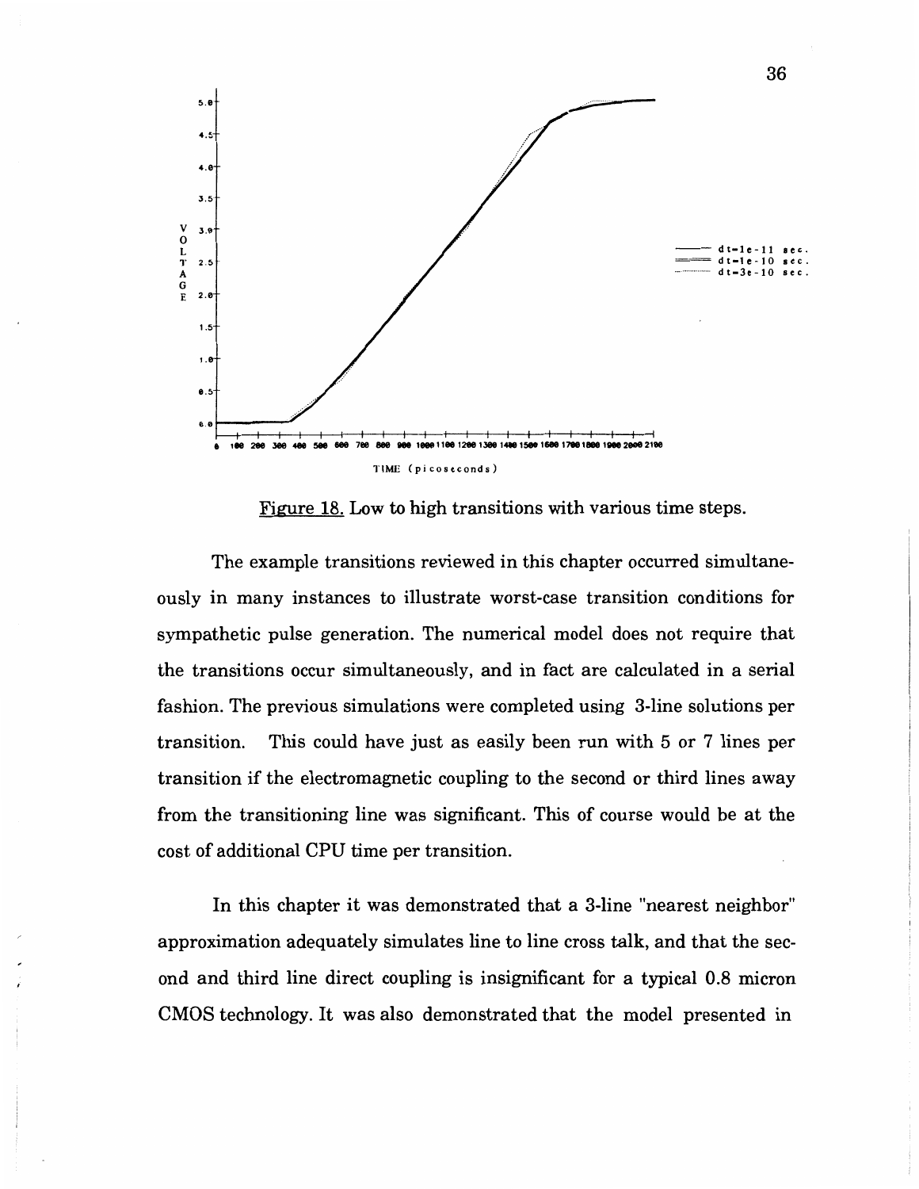Figure 18. Low to high transitions with various time steps.

The example transitions reviewed in this chapter occurred simultaneously in many instances to illustrate worst-case transition conditions for sympathetic pulse generation. The numerical model does not require that the transitions occur simultaneously, and in fact are calculated in a serial fashion. The previous simulations were completed using 3-line solutions per transition. This could have just as easily been run with 5 or 7 lines per transition if the electromagnetic coupling to the second or third lines away from the transitioning line was significant. This of course would be at the cost of additional CPU time per transition.

In this chapter it was demonstrated that a 3-line "nearest neighbor" approximation adequately simulates line to line cross talk, and that the second and third line direct coupling is insignificant for a typical 0.8 micron CMOS technology. It was also demonstrated that the model presented in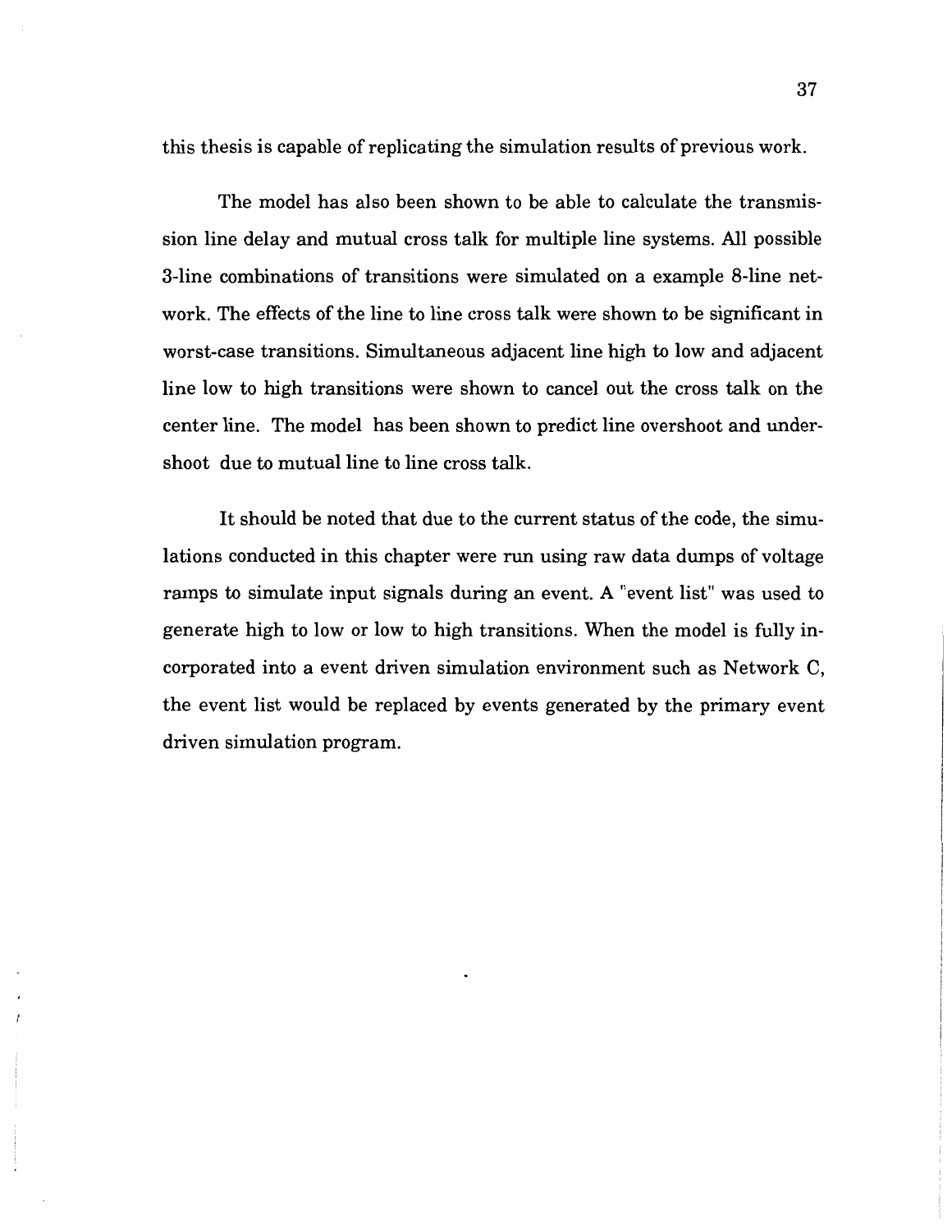this thesis is capable of replicating the simulation results of previous work.

The model has also been shown to be able to calculate the transmission line delay and mutual cross talk for multiple line systems. All possible 3-line combinations of transitions were simulated on a example 8-line network. The effects of the line to line cross talk were shown to be significant in worst-case transitions. Simultaneous adjacent line high to low and adjacent line low to high transitions were shown to cancel out the cross talk on the center line. The model has been shown to predict line overshoot and undershoot due to mutual line to line cross talk.

It should be noted that due to the current status of the code, the simulations conducted in this chapter were run using raw data dumps of voltage ramps to simulate input signals during an event. A "event list" was used to generate high to low or low to high transitions. When the model is fully incorporated into a event driven simulation environment such as Network C, the event list would be replaced by events generated by the primary event driven simulation program.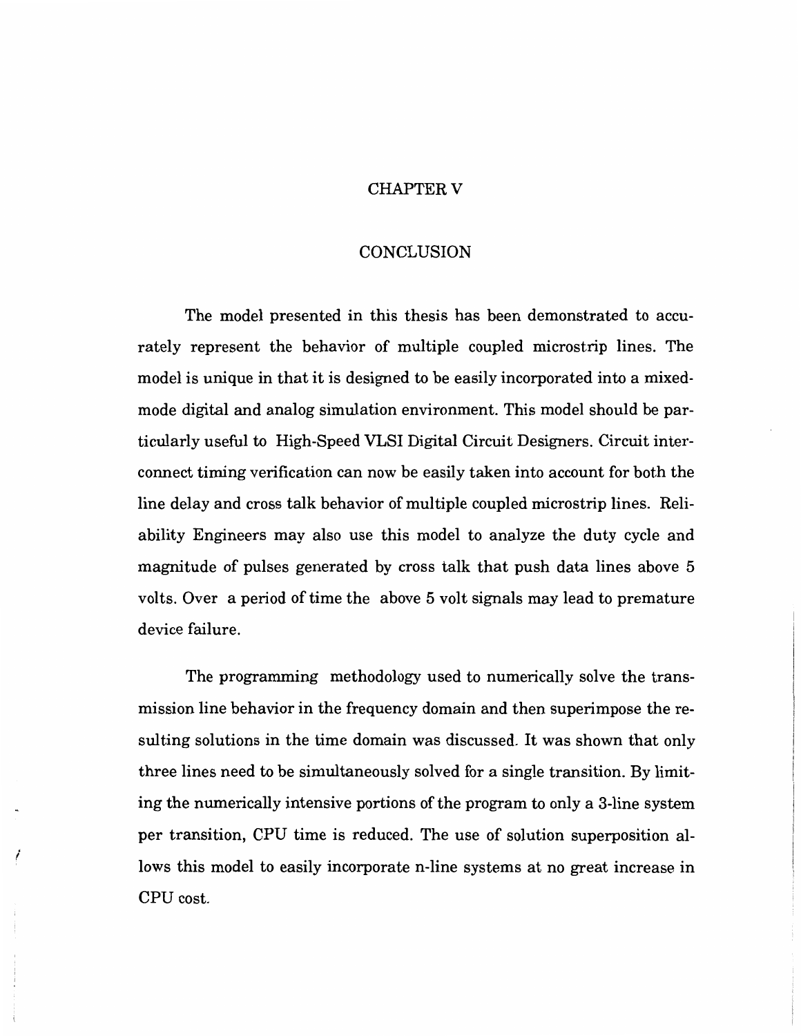# CHAPTER V

## CONCLUSION

The model presented in this thesis has been demonstrated to accurately represent the behavior of multiple coupled microstrip lines. The model is unique in that it is designed to be easily incorporated into a mixed-mode digital and analog simulation environment. This model should be particularly useful to High-Speed VLSI Digital Circuit Designers. Circuit interconnect timing verification can now be easily taken into account for both the line delay and cross talk behavior of multiple coupled microstrip lines. Reliability Engineers may also use this model to analyze the duty cycle and magnitude of pulses generated by cross talk that push data lines above 5 volts. Over a period of time the above 5 volt signals may lead to premature device failure.

The programming methodology used to numerically solve the transmission line behavior in the frequency domain and then superimpose the resulting solutions in the time domain was discussed. It was shown that only three lines need to be simultaneously solved for a single transition. By limiting the numerically intensive portions of the program to only a 3-line system per transition, CPU time is reduced. The use of solution superposition allows this model to easily incorporate n-line systems at no great increase in CPU cost.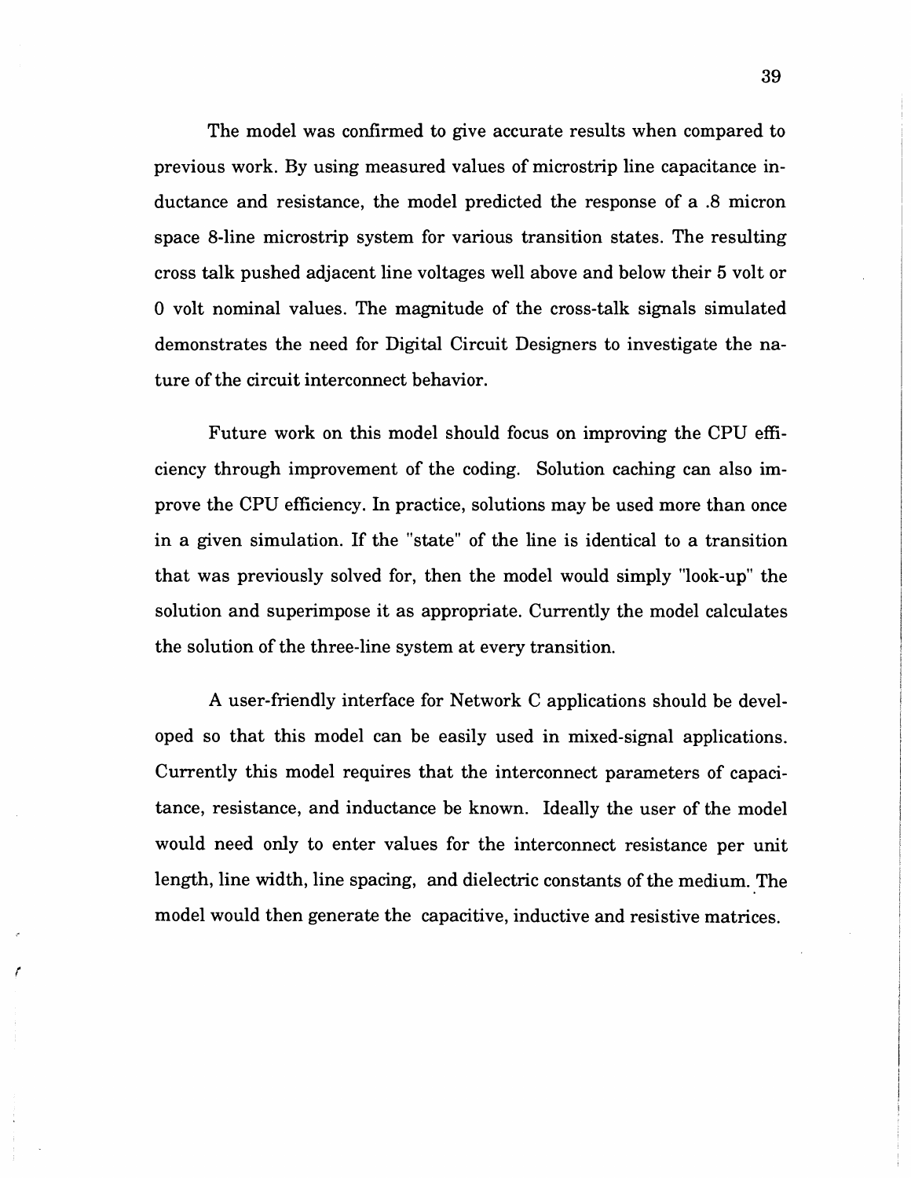The model was confirmed to give accurate results when compared to previous work. By using measured values of microstrip line capacitance inductance and resistance, the model predicted the response of a .8 micron space 8-line microstrip system for various transition states. The resulting cross talk pushed adjacent line voltages well above and below their 5 volt or 0 volt nominal values. The magnitude of the cross-talk signals simulated demonstrates the need for Digital Circuit Designers to investigate the nature of the circuit interconnect behavior.

Future work on this model should focus on improving the CPU efficiency through improvement of the coding. Solution caching can also improve the CPU efficiency. In practice, solutions may be used more than once in a given simulation. If the "state" of the line is identical to a transition that was previously solved for, then the model would simply "look-up" the solution and superimpose it as appropriate. Currently the model calculates the solution of the three-line system at every transition.

A user-friendly interface for Network C applications should be developed so that this model can be easily used in mixed-signal applications. Currently this model requires that the interconnect parameters of capacitance, resistance, and inductance be known. Ideally the user of the model would need only to enter values for the interconnect resistance per unit length, line width, line spacing, and dielectric constants of the medium. The model would then generate the capacitive, inductive and resistive matrices.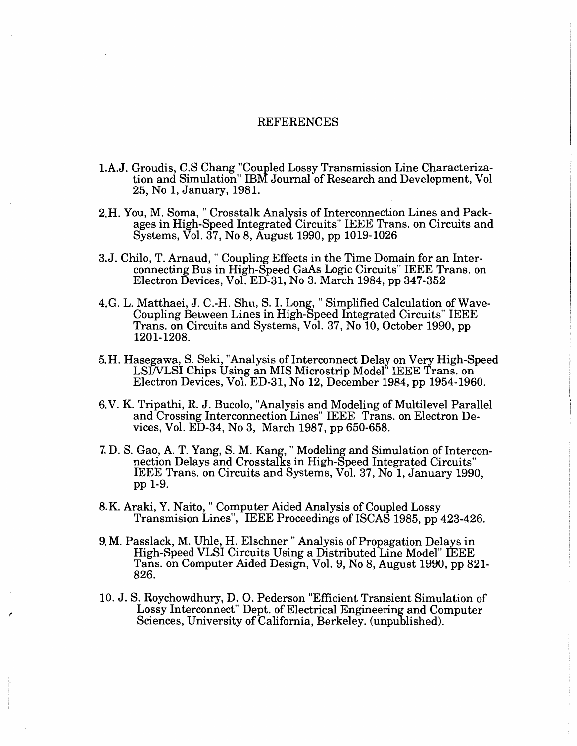# REFERENCES

1. A.J. Groudis, C.S Chang "Coupled Lossy Transmission Line Characterization and Simulation" IBM Journal of Research and Development, Vol 25, No 1, January, 1981.

2. H. You, M. Soma, " Crosstalk Analysis of Interconnection Lines and Packages in High-Speed Integrated Circuits" IEEE Trans. on Circuits and Systems, Vol. 37, No 8, August 1990, pp 1019-1026

3. J. Chilo, T. Arnaud, " Coupling Effects in the Time Domain for an Interconnecting Bus in High-Speed GaAs Logic Circuits" IEEE Trans. on Electron Devices, Vol. ED-31, No 3. March 1984, pp 347-352

4. G. L. Matthaei, J. C.-H. Shu, S. I. Long, " Simplified Calculation of Wave-Coupling Between Lines in High-Speed Integrated Circuits" IEEE Trans. on Circuits and Systems, Vol. 37, No 10, October 1990, pp 1201-1208.

5. H. Hasegawa, S. Seki, "Analysis of Interconnect Delay on Very High-Speed LSI/VLSI Chips Using an MIS Microstrip Model" IEEE Trans. on Electron Devices, Vol. ED-31, No 12, December 1984, pp 1954-1960.

6. V. K. Tripathi, R. J. Bucolo, "Analysis and Modeling of Multilevel Parallel and Crossing Interconnection Lines" IEEE Trans. on Electron Devices, Vol. ED-34, No 3, March 1987, pp 650-658.

7. D. S. Gao, A. T. Yang, S. M. Kang, " Modeling and Simulation of Interconnection Delays and Crosstalks in High-Speed Integrated Circuits" IEEE Trans. on Circuits and Systems, Vol. 37, No 1, January 1990, pp 1-9.

8. K. Araki, Y. Naito, " Computer Aided Analysis of Coupled Lossy Transmision Lines", IEEE Proceedings of ISCAS 1985, pp 423-426.

9. M. Passlack, M. Uhle, H. Elschner " Analysis of Propagation Delays in High-Speed VLSI Circuits Using a Distributed Line Model" IEEE Tans. on Computer Aided Design, Vol. 9, No 8, August 1990, pp 821-826.

10. J. S. Roychowdhury, D. O. Pederson "Efficient Transient Simulation of Lossy Interconnect" Dept. of Electrical Engineering and Computer Sciences, University of California, Berkeley. (unpublished).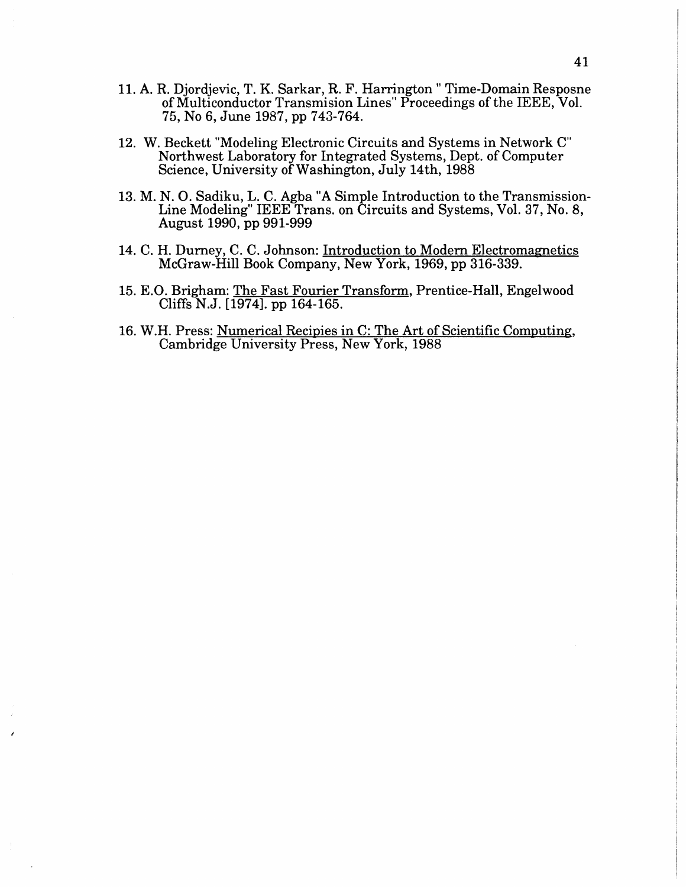11. A. R. Djordjevic, T. K. Sarkar, R. F. Harrington " Time-Domain Resposne of Multiconductor Transmision Lines" Proceedings of the IEEE, Vol. 75, No 6, June 1987, pp 743-764.

12. W. Beckett "Modeling Electronic Circuits and Systems in Network C" Northwest Laboratory for Integrated Systems, Dept. of Computer Science, University of Washington, July 14th, 1988

13. M. N. O. Sadiku, L. C. Agba "A Simple Introduction to the Transmission-Line Modeling" IEEE Trans. on Circuits and Systems, Vol. 37, No. 8, August 1990, pp 991-999

14. C. H. Durney, C. C. Johnson: Introduction to Modern Electromagnetics McGraw-Hill Book Company, New York, 1969, pp 316-339.

15. E.O. Brigham: The Fast Fourier Transform, Prentice-Hall, Engelwood Cliffs N.J. [1974]. pp 164-165.

16. W.H. Press: Numerical Recipies in C: The Art of Scientific Computing, Cambridge University Press, New York, 1988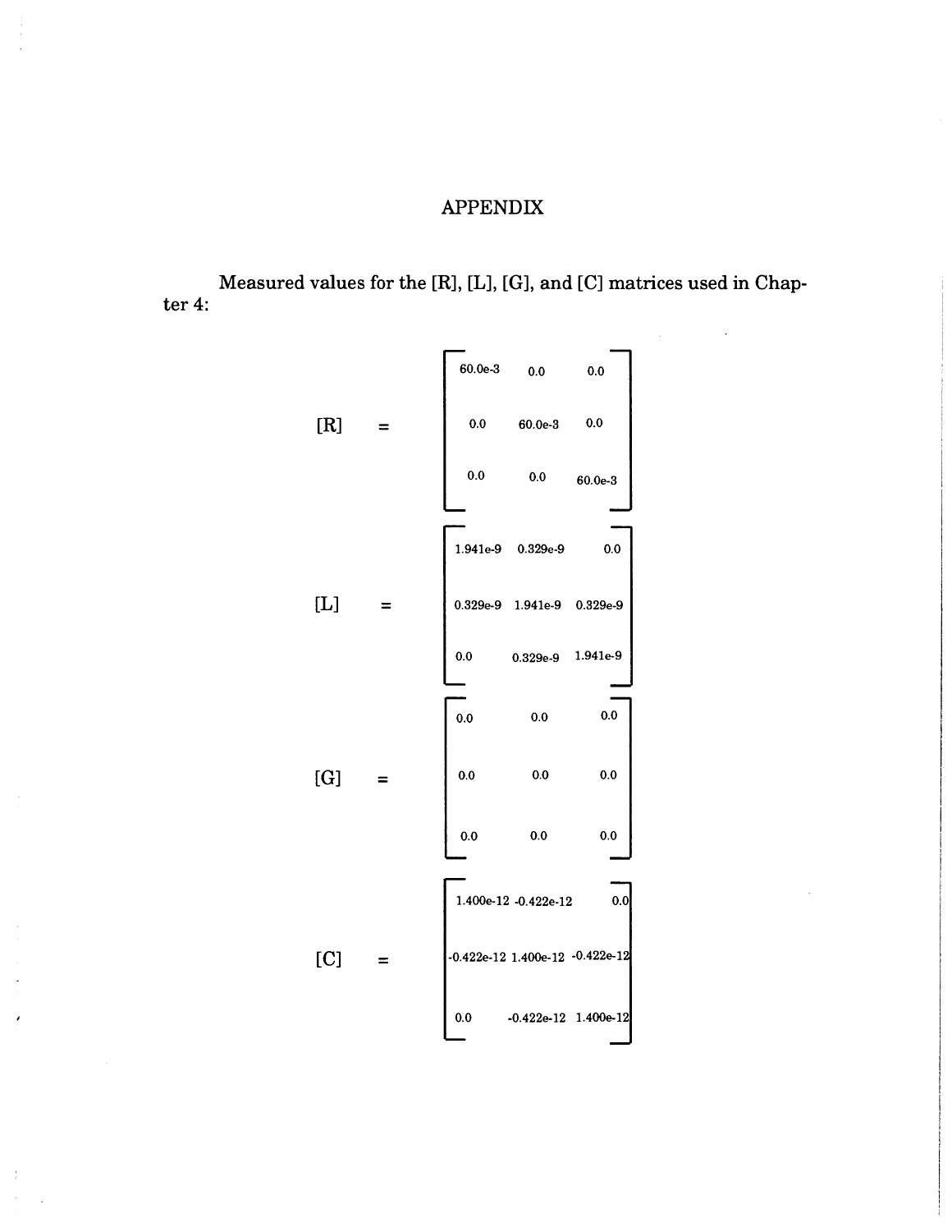# APPENDIX

Measured values for the [R], [L], [G], and [C] matrices used in Chapter 4:

$$[R] = \begin{bmatrix} 60.0e\text{-}3 & 0.0 & 0.0 \\ 0.0 & 60.0e\text{-}3 & 0.0 \\ 0.0 & 0.0 & 60.0e\text{-}3 \end{bmatrix}$$

$$[L] = \begin{bmatrix} 1.941e\text{-}9 & 0.329e\text{-}9 & 0.0 \\ 0.329e\text{-}9 & 1.941e\text{-}9 & 0.329e\text{-}9 \\ 0.0 & 0.329e\text{-}9 & 1.941e\text{-}9 \end{bmatrix}$$

$$[G] = \begin{bmatrix} 0.0 & 0.0 & 0.0 \\ 0.0 & 0.0 & 0.0 \\ 0.0 & 0.0 & 0.0 \end{bmatrix}$$

$$[C] = \begin{bmatrix} 1.400e\text{-}12 & -0.422e\text{-}12 & 0.0 \\ -0.422e\text{-}12 & 1.400e\text{-}12 & -0.422e\text{-}12 \\ 0.0 & -0.422e\text{-}12 & 1.400e\text{-}12 \end{bmatrix}$$